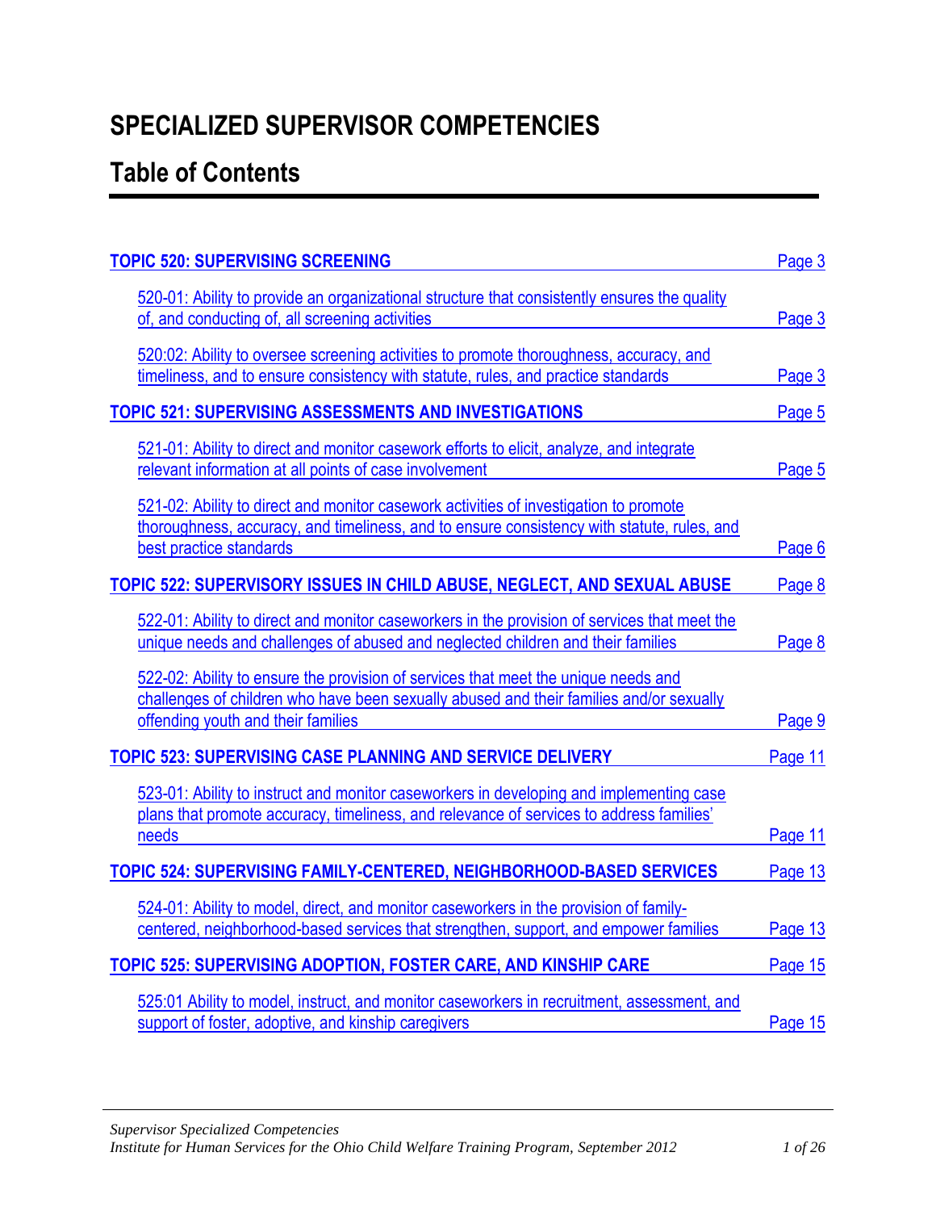# SPECIALIZED SUPERVISOR COMPETENCIES

## Table of Contents

**TOPIC 520: SUPERVISING SCREENING** — Page 3

- 520-01: Ability to provide an organizational structure that consistently ensures the quality of, and conducting of, all screening activities — Page 3
- 520:02: Ability to oversee screening activities to promote thoroughness, accuracy, and timeliness, and to ensure consistency with statute, rules, and practice standards — Page 3

**TOPIC 521: SUPERVISING ASSESSMENTS AND INVESTIGATIONS** — Page 5

- 521-01: Ability to direct and monitor casework efforts to elicit, analyze, and integrate relevant information at all points of case involvement — Page 5
- 521-02: Ability to direct and monitor casework activities of investigation to promote thoroughness, accuracy, and timeliness, and to ensure consistency with statute, rules, and best practice standards — Page 6

**TOPIC 522: SUPERVISORY ISSUES IN CHILD ABUSE, NEGLECT, AND SEXUAL ABUSE** — Page 8

- 522-01: Ability to direct and monitor caseworkers in the provision of services that meet the unique needs and challenges of abused and neglected children and their families — Page 8
- 522-02: Ability to ensure the provision of services that meet the unique needs and challenges of children who have been sexually abused and their families and/or sexually offending youth and their families — Page 9

**TOPIC 523: SUPERVISING CASE PLANNING AND SERVICE DELIVERY** — Page 11

- 523-01: Ability to instruct and monitor caseworkers in developing and implementing case plans that promote accuracy, timeliness, and relevance of services to address families' needs — Page 11

**TOPIC 524: SUPERVISING FAMILY-CENTERED, NEIGHBORHOOD-BASED SERVICES** — Page 13

- 524-01: Ability to model, direct, and monitor caseworkers in the provision of family-centered, neighborhood-based services that strengthen, support, and empower families — Page 13

**TOPIC 525: SUPERVISING ADOPTION, FOSTER CARE, AND KINSHIP CARE** — Page 15

- 525:01 Ability to model, instruct, and monitor caseworkers in recruitment, assessment, and support of foster, adoptive, and kinship caregivers — Page 15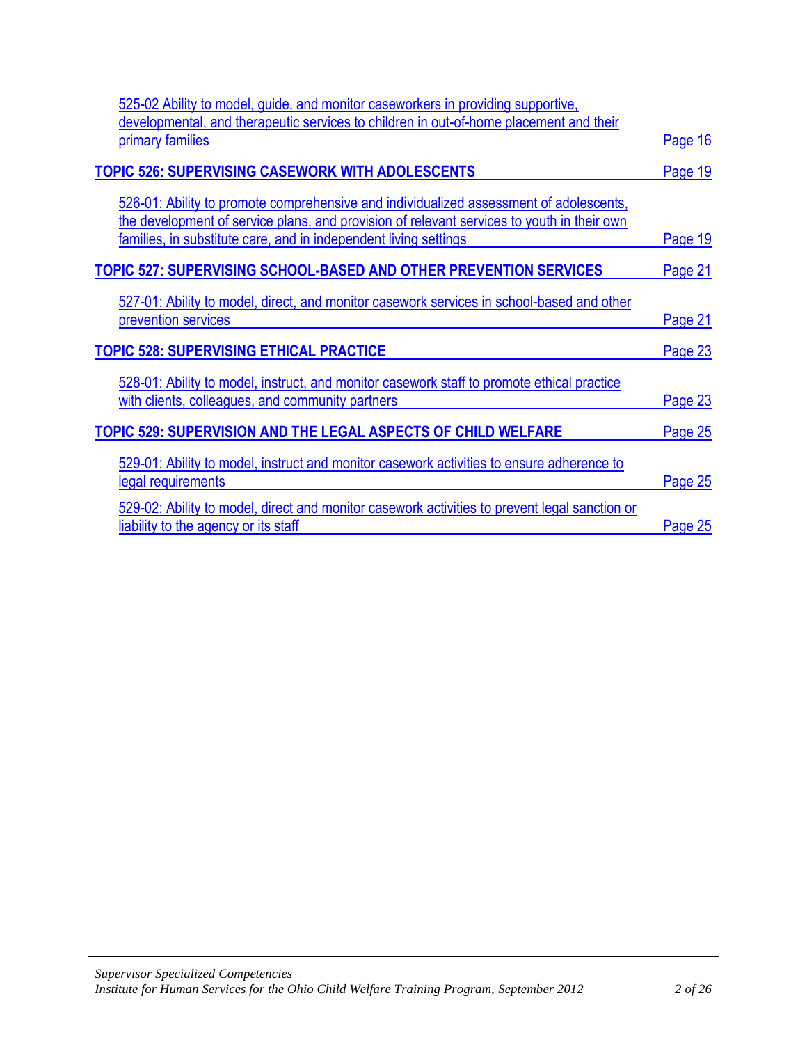525-02 Ability to model, guide, and monitor caseworkers in providing supportive, developmental, and therapeutic services to children in out-of-home placement and their primary families — Page 16

**TOPIC 526: SUPERVISING CASEWORK WITH ADOLESCENTS** — Page 19

526-01: Ability to promote comprehensive and individualized assessment of adolescents, the development of service plans, and provision of relevant services to youth in their own families, in substitute care, and in independent living settings — Page 19

**TOPIC 527: SUPERVISING SCHOOL-BASED AND OTHER PREVENTION SERVICES** — Page 21

527-01: Ability to model, direct, and monitor casework services in school-based and other prevention services — Page 21

**TOPIC 528: SUPERVISING ETHICAL PRACTICE** — Page 23

528-01: Ability to model, instruct, and monitor casework staff to promote ethical practice with clients, colleagues, and community partners — Page 23

**TOPIC 529: SUPERVISION AND THE LEGAL ASPECTS OF CHILD WELFARE** — Page 25

529-01: Ability to model, instruct and monitor casework activities to ensure adherence to legal requirements — Page 25

529-02: Ability to model, direct and monitor casework activities to prevent legal sanction or liability to the agency or its staff — Page 25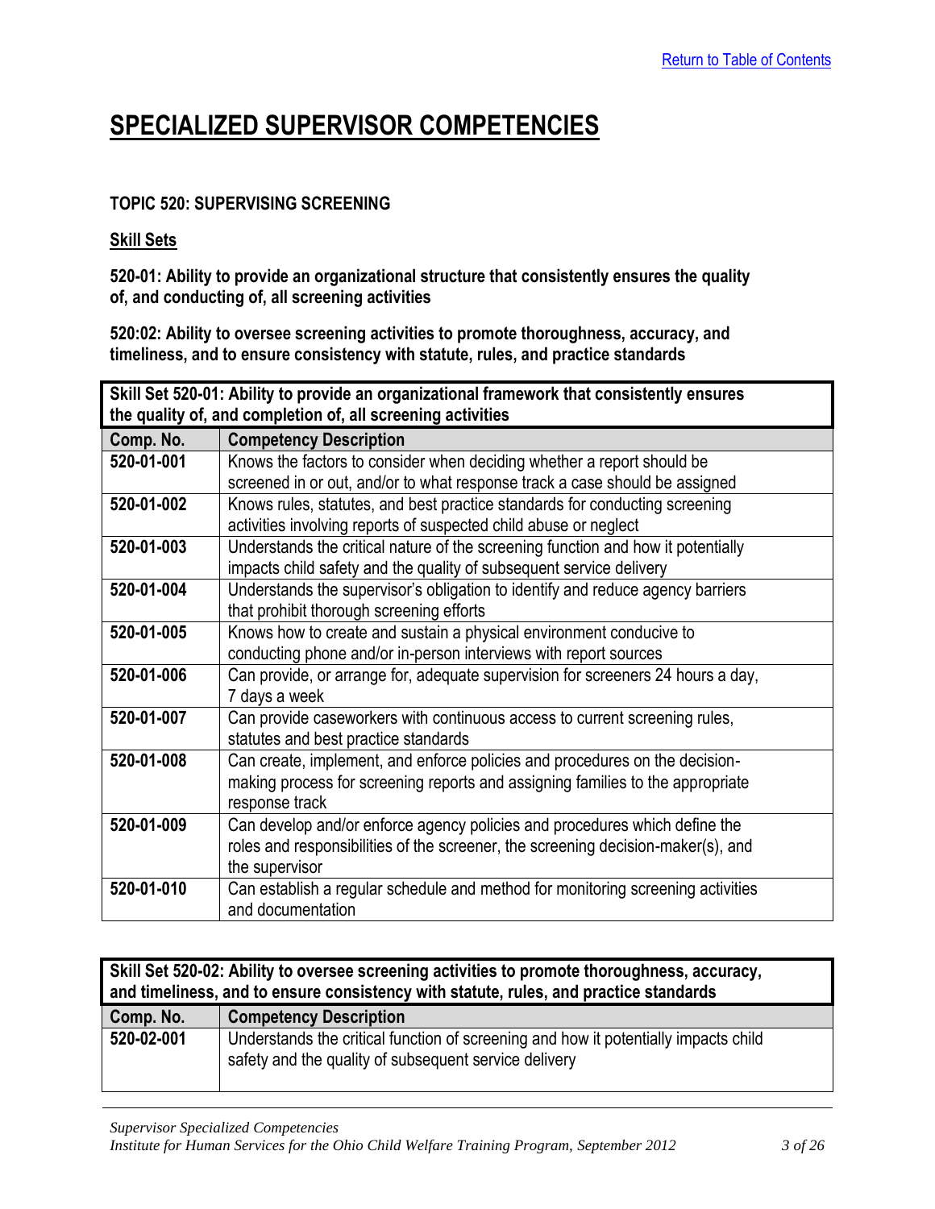[Return to Table of Contents](#)

# SPECIALIZED SUPERVISOR COMPETENCIES

**TOPIC 520: SUPERVISING SCREENING**

**Skill Sets**

**520-01: Ability to provide an organizational structure that consistently ensures the quality of, and conducting of, all screening activities**

**520:02: Ability to oversee screening activities to promote thoroughness, accuracy, and timeliness, and to ensure consistency with statute, rules, and practice standards**

**Skill Set 520-01: Ability to provide an organizational framework that consistently ensures the quality of, and completion of, all screening activities**

| Comp. No. | Competency Description |
|---|---|
| **520-01-001** | Knows the factors to consider when deciding whether a report should be screened in or out, and/or to what response track a case should be assigned |
| **520-01-002** | Knows rules, statutes, and best practice standards for conducting screening activities involving reports of suspected child abuse or neglect |
| **520-01-003** | Understands the critical nature of the screening function and how it potentially impacts child safety and the quality of subsequent service delivery |
| **520-01-004** | Understands the supervisor's obligation to identify and reduce agency barriers that prohibit thorough screening efforts |
| **520-01-005** | Knows how to create and sustain a physical environment conducive to conducting phone and/or in-person interviews with report sources |
| **520-01-006** | Can provide, or arrange for, adequate supervision for screeners 24 hours a day, 7 days a week |
| **520-01-007** | Can provide caseworkers with continuous access to current screening rules, statutes and best practice standards |
| **520-01-008** | Can create, implement, and enforce policies and procedures on the decision-making process for screening reports and assigning families to the appropriate response track |
| **520-01-009** | Can develop and/or enforce agency policies and procedures which define the roles and responsibilities of the screener, the screening decision-maker(s), and the supervisor |
| **520-01-010** | Can establish a regular schedule and method for monitoring screening activities and documentation |

**Skill Set 520-02: Ability to oversee screening activities to promote thoroughness, accuracy, and timeliness, and to ensure consistency with statute, rules, and practice standards**

| Comp. No. | Competency Description |
|---|---|
| **520-02-001** | Understands the critical function of screening and how it potentially impacts child safety and the quality of subsequent service delivery |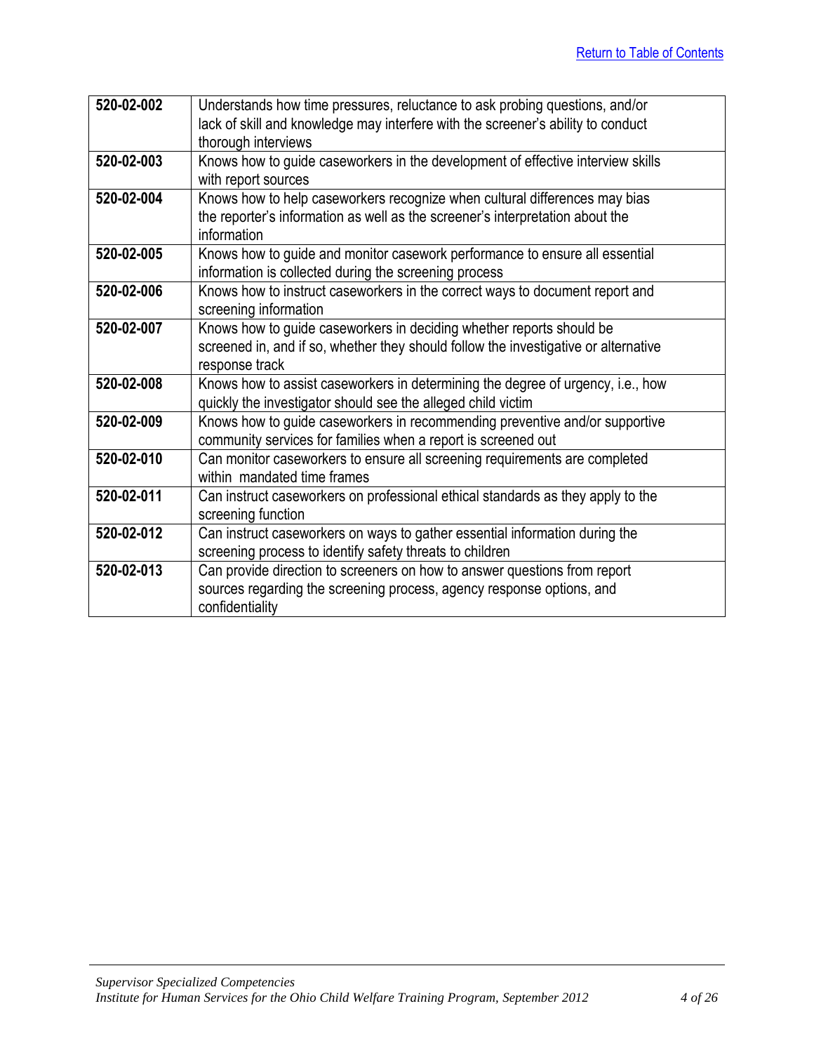| | |
|---|---|
| **520-02-002** | Understands how time pressures, reluctance to ask probing questions, and/or lack of skill and knowledge may interfere with the screener's ability to conduct thorough interviews |
| **520-02-003** | Knows how to guide caseworkers in the development of effective interview skills with report sources |
| **520-02-004** | Knows how to help caseworkers recognize when cultural differences may bias the reporter's information as well as the screener's interpretation about the information |
| **520-02-005** | Knows how to guide and monitor casework performance to ensure all essential information is collected during the screening process |
| **520-02-006** | Knows how to instruct caseworkers in the correct ways to document report and screening information |
| **520-02-007** | Knows how to guide caseworkers in deciding whether reports should be screened in, and if so, whether they should follow the investigative or alternative response track |
| **520-02-008** | Knows how to assist caseworkers in determining the degree of urgency, i.e., how quickly the investigator should see the alleged child victim |
| **520-02-009** | Knows how to guide caseworkers in recommending preventive and/or supportive community services for families when a report is screened out |
| **520-02-010** | Can monitor caseworkers to ensure all screening requirements are completed within mandated time frames |
| **520-02-011** | Can instruct caseworkers on professional ethical standards as they apply to the screening function |
| **520-02-012** | Can instruct caseworkers on ways to gather essential information during the screening process to identify safety threats to children |
| **520-02-013** | Can provide direction to screeners on how to answer questions from report sources regarding the screening process, agency response options, and confidentiality |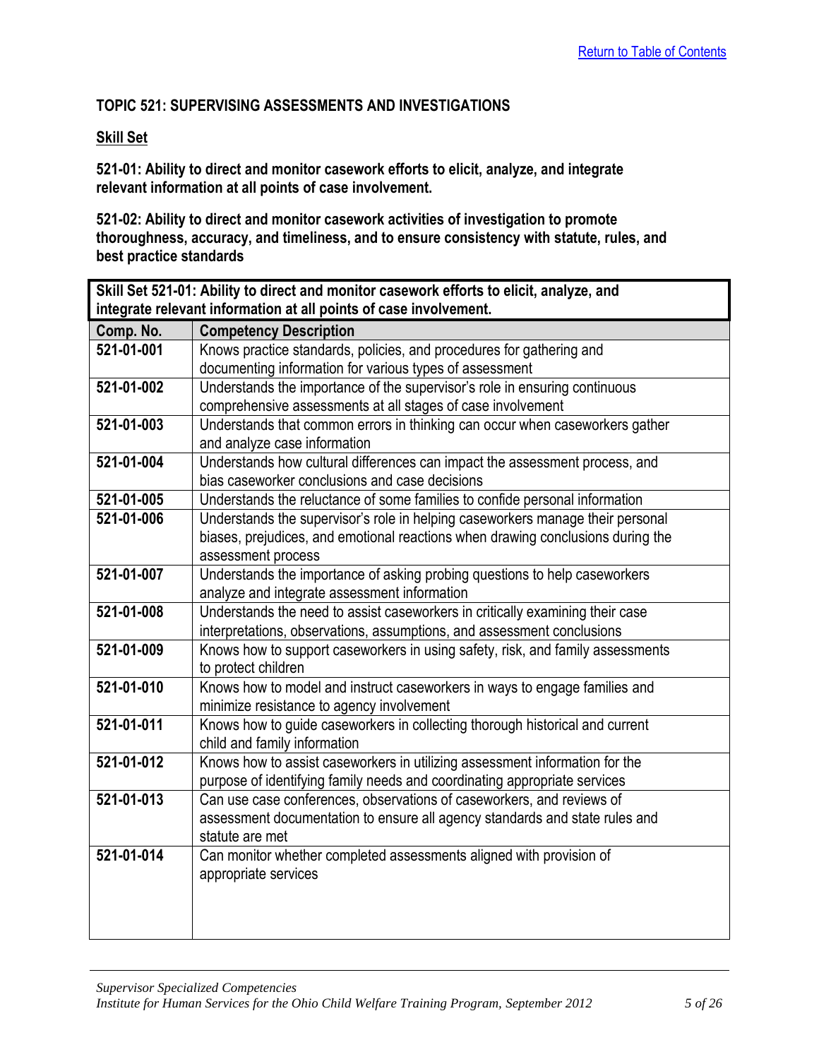## TOPIC 521: SUPERVISING ASSESSMENTS AND INVESTIGATIONS

**Skill Set**

**521-01: Ability to direct and monitor casework efforts to elicit, analyze, and integrate relevant information at all points of case involvement.**

**521-02: Ability to direct and monitor casework activities of investigation to promote thoroughness, accuracy, and timeliness, and to ensure consistency with statute, rules, and best practice standards**

**Skill Set 521-01: Ability to direct and monitor casework efforts to elicit, analyze, and integrate relevant information at all points of case involvement.**

| Comp. No. | Competency Description |
|---|---|
| **521-01-001** | Knows practice standards, policies, and procedures for gathering and documenting information for various types of assessment |
| **521-01-002** | Understands the importance of the supervisor's role in ensuring continuous comprehensive assessments at all stages of case involvement |
| **521-01-003** | Understands that common errors in thinking can occur when caseworkers gather and analyze case information |
| **521-01-004** | Understands how cultural differences can impact the assessment process, and bias caseworker conclusions and case decisions |
| **521-01-005** | Understands the reluctance of some families to confide personal information |
| **521-01-006** | Understands the supervisor's role in helping caseworkers manage their personal biases, prejudices, and emotional reactions when drawing conclusions during the assessment process |
| **521-01-007** | Understands the importance of asking probing questions to help caseworkers analyze and integrate assessment information |
| **521-01-008** | Understands the need to assist caseworkers in critically examining their case interpretations, observations, assumptions, and assessment conclusions |
| **521-01-009** | Knows how to support caseworkers in using safety, risk, and family assessments to protect children |
| **521-01-010** | Knows how to model and instruct caseworkers in ways to engage families and minimize resistance to agency involvement |
| **521-01-011** | Knows how to guide caseworkers in collecting thorough historical and current child and family information |
| **521-01-012** | Knows how to assist caseworkers in utilizing assessment information for the purpose of identifying family needs and coordinating appropriate services |
| **521-01-013** | Can use case conferences, observations of caseworkers, and reviews of assessment documentation to ensure all agency standards and state rules and statute are met |
| **521-01-014** | Can monitor whether completed assessments aligned with provision of appropriate services |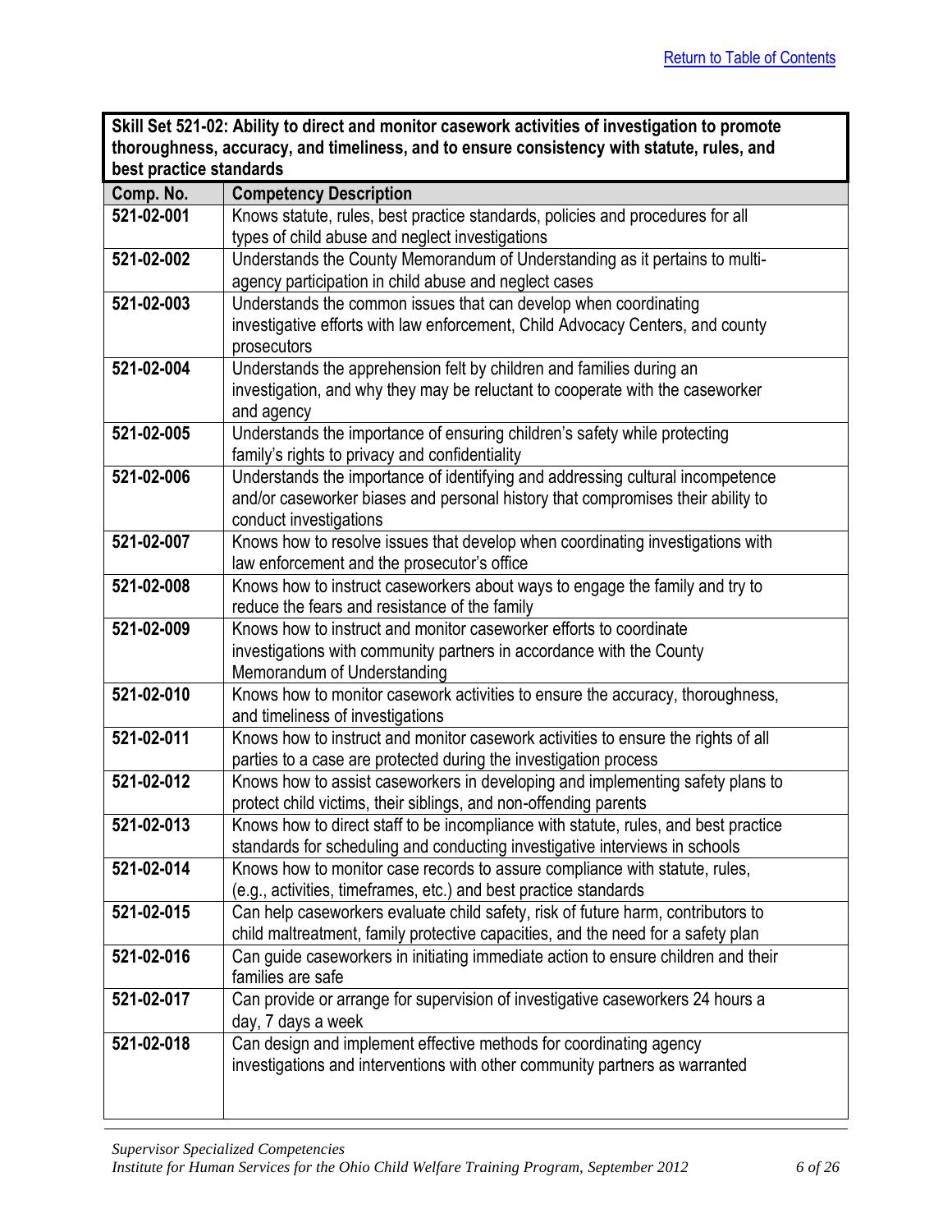[Return to Table of Contents]

| **Skill Set 521-02: Ability to direct and monitor casework activities of investigation to promote thoroughness, accuracy, and timeliness, and to ensure consistency with statute, rules, and best practice standards** | |
|---|---|
| **Comp. No.** | **Competency Description** |
| **521-02-001** | Knows statute, rules, best practice standards, policies and procedures for all types of child abuse and neglect investigations |
| **521-02-002** | Understands the County Memorandum of Understanding as it pertains to multi-agency participation in child abuse and neglect cases |
| **521-02-003** | Understands the common issues that can develop when coordinating investigative efforts with law enforcement, Child Advocacy Centers, and county prosecutors |
| **521-02-004** | Understands the apprehension felt by children and families during an investigation, and why they may be reluctant to cooperate with the caseworker and agency |
| **521-02-005** | Understands the importance of ensuring children's safety while protecting family's rights to privacy and confidentiality |
| **521-02-006** | Understands the importance of identifying and addressing cultural incompetence and/or caseworker biases and personal history that compromises their ability to conduct investigations |
| **521-02-007** | Knows how to resolve issues that develop when coordinating investigations with law enforcement and the prosecutor's office |
| **521-02-008** | Knows how to instruct caseworkers about ways to engage the family and try to reduce the fears and resistance of the family |
| **521-02-009** | Knows how to instruct and monitor caseworker efforts to coordinate investigations with community partners in accordance with the County Memorandum of Understanding |
| **521-02-010** | Knows how to monitor casework activities to ensure the accuracy, thoroughness, and timeliness of investigations |
| **521-02-011** | Knows how to instruct and monitor casework activities to ensure the rights of all parties to a case are protected during the investigation process |
| **521-02-012** | Knows how to assist caseworkers in developing and implementing safety plans to protect child victims, their siblings, and non-offending parents |
| **521-02-013** | Knows how to direct staff to be incompliance with statute, rules, and best practice standards for scheduling and conducting investigative interviews in schools |
| **521-02-014** | Knows how to monitor case records to assure compliance with statute, rules, (e.g., activities, timeframes, etc.) and best practice standards |
| **521-02-015** | Can help caseworkers evaluate child safety, risk of future harm, contributors to child maltreatment, family protective capacities, and the need for a safety plan |
| **521-02-016** | Can guide caseworkers in initiating immediate action to ensure children and their families are safe |
| **521-02-017** | Can provide or arrange for supervision of investigative caseworkers 24 hours a day, 7 days a week |
| **521-02-018** | Can design and implement effective methods for coordinating agency investigations and interventions with other community partners as warranted |

*Supervisor Specialized Competencies*
*Institute for Human Services for the Ohio Child Welfare Training Program, September 2012*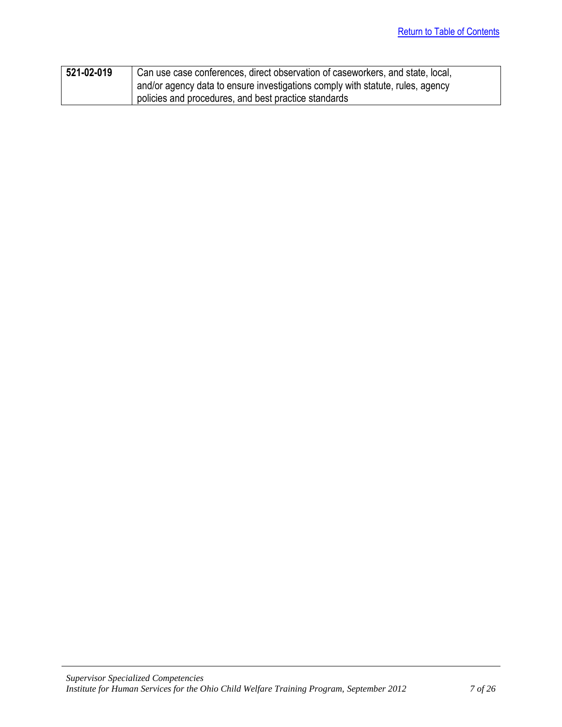[Return to Table of Contents](#)

| **521-02-019** | Can use case conferences, direct observation of caseworkers, and state, local, and/or agency data to ensure investigations comply with statute, rules, agency policies and procedures, and best practice standards |
|---|---|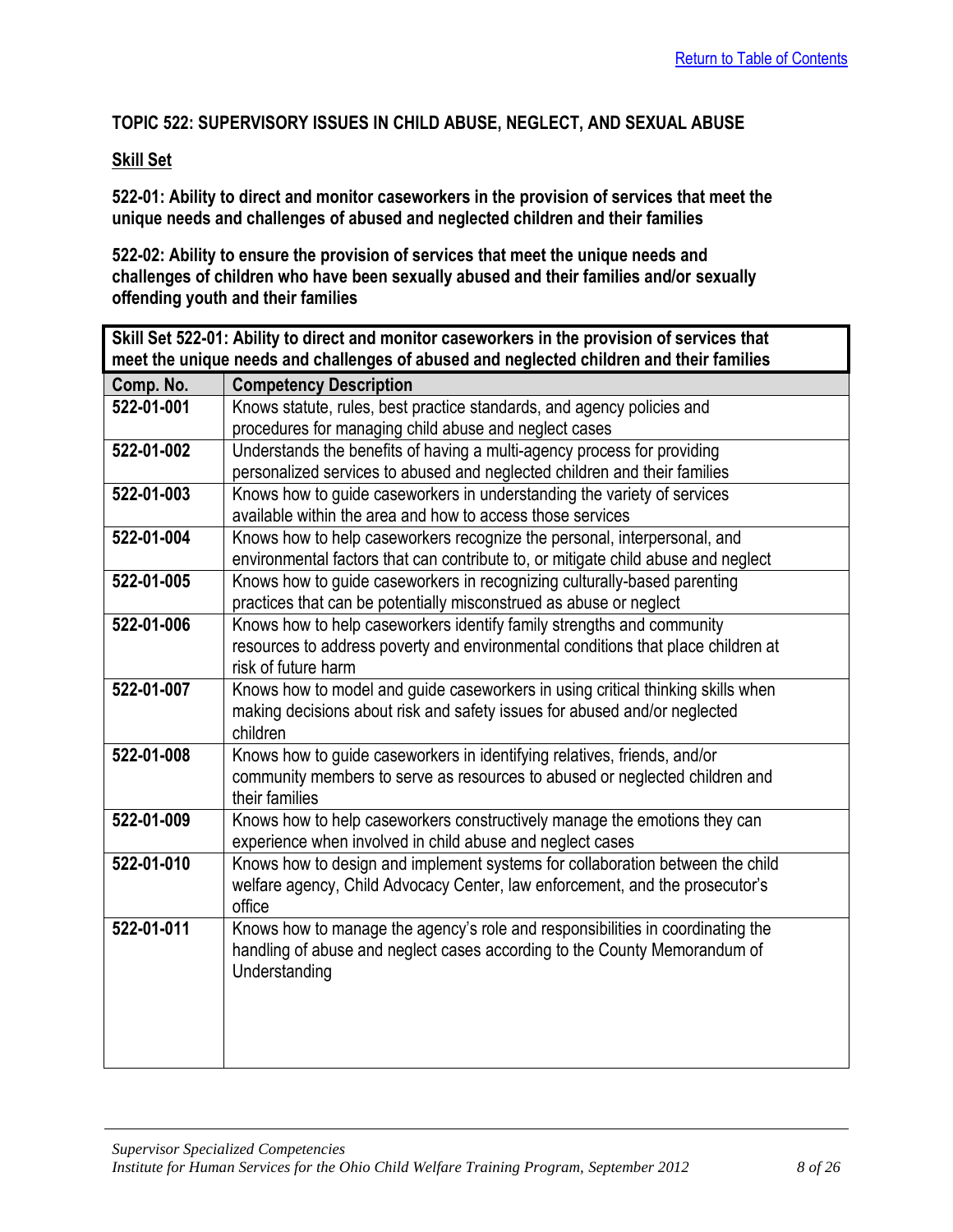## TOPIC 522: SUPERVISORY ISSUES IN CHILD ABUSE, NEGLECT, AND SEXUAL ABUSE

**Skill Set**

**522-01: Ability to direct and monitor caseworkers in the provision of services that meet the unique needs and challenges of abused and neglected children and their families**

**522-02: Ability to ensure the provision of services that meet the unique needs and challenges of children who have been sexually abused and their families and/or sexually offending youth and their families**

| **Skill Set 522-01: Ability to direct and monitor caseworkers in the provision of services that meet the unique needs and challenges of abused and neglected children and their families** | |
|---|---|
| **Comp. No.** | **Competency Description** |
| **522-01-001** | Knows statute, rules, best practice standards, and agency policies and procedures for managing child abuse and neglect cases |
| **522-01-002** | Understands the benefits of having a multi-agency process for providing personalized services to abused and neglected children and their families |
| **522-01-003** | Knows how to guide caseworkers in understanding the variety of services available within the area and how to access those services |
| **522-01-004** | Knows how to help caseworkers recognize the personal, interpersonal, and environmental factors that can contribute to, or mitigate child abuse and neglect |
| **522-01-005** | Knows how to guide caseworkers in recognizing culturally-based parenting practices that can be potentially misconstrued as abuse or neglect |
| **522-01-006** | Knows how to help caseworkers identify family strengths and community resources to address poverty and environmental conditions that place children at risk of future harm |
| **522-01-007** | Knows how to model and guide caseworkers in using critical thinking skills when making decisions about risk and safety issues for abused and/or neglected children |
| **522-01-008** | Knows how to guide caseworkers in identifying relatives, friends, and/or community members to serve as resources to abused or neglected children and their families |
| **522-01-009** | Knows how to help caseworkers constructively manage the emotions they can experience when involved in child abuse and neglect cases |
| **522-01-010** | Knows how to design and implement systems for collaboration between the child welfare agency, Child Advocacy Center, law enforcement, and the prosecutor's office |
| **522-01-011** | Knows how to manage the agency's role and responsibilities in coordinating the handling of abuse and neglect cases according to the County Memorandum of Understanding |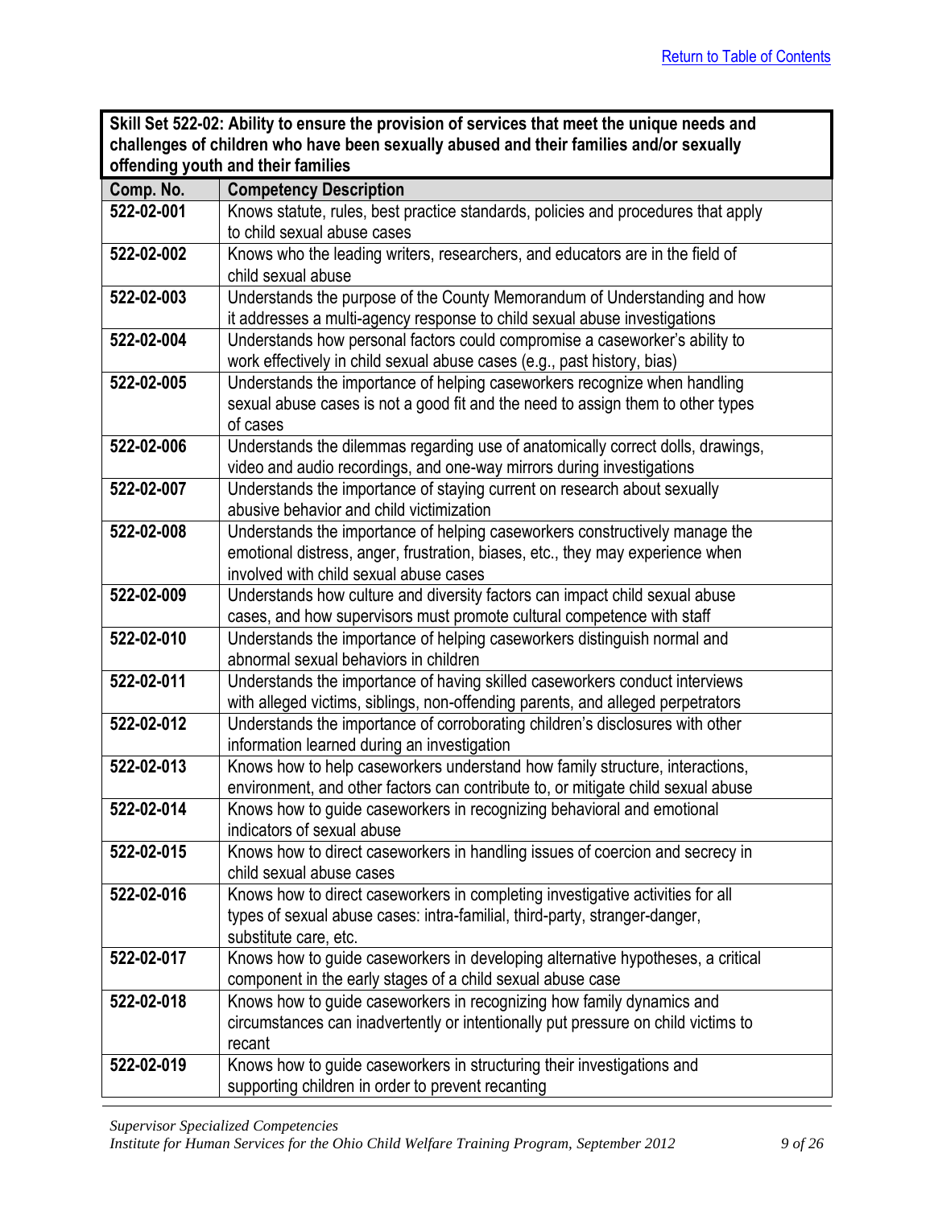[Return to Table of Contents](#)

| Skill Set 522-02: Ability to ensure the provision of services that meet the unique needs and challenges of children who have been sexually abused and their families and/or sexually offending youth and their families | |
|---|---|
| **Comp. No.** | **Competency Description** |
| **522-02-001** | Knows statute, rules, best practice standards, policies and procedures that apply to child sexual abuse cases |
| **522-02-002** | Knows who the leading writers, researchers, and educators are in the field of child sexual abuse |
| **522-02-003** | Understands the purpose of the County Memorandum of Understanding and how it addresses a multi-agency response to child sexual abuse investigations |
| **522-02-004** | Understands how personal factors could compromise a caseworker's ability to work effectively in child sexual abuse cases (e.g., past history, bias) |
| **522-02-005** | Understands the importance of helping caseworkers recognize when handling sexual abuse cases is not a good fit and the need to assign them to other types of cases |
| **522-02-006** | Understands the dilemmas regarding use of anatomically correct dolls, drawings, video and audio recordings, and one-way mirrors during investigations |
| **522-02-007** | Understands the importance of staying current on research about sexually abusive behavior and child victimization |
| **522-02-008** | Understands the importance of helping caseworkers constructively manage the emotional distress, anger, frustration, biases, etc., they may experience when involved with child sexual abuse cases |
| **522-02-009** | Understands how culture and diversity factors can impact child sexual abuse cases, and how supervisors must promote cultural competence with staff |
| **522-02-010** | Understands the importance of helping caseworkers distinguish normal and abnormal sexual behaviors in children |
| **522-02-011** | Understands the importance of having skilled caseworkers conduct interviews with alleged victims, siblings, non-offending parents, and alleged perpetrators |
| **522-02-012** | Understands the importance of corroborating children's disclosures with other information learned during an investigation |
| **522-02-013** | Knows how to help caseworkers understand how family structure, interactions, environment, and other factors can contribute to, or mitigate child sexual abuse |
| **522-02-014** | Knows how to guide caseworkers in recognizing behavioral and emotional indicators of sexual abuse |
| **522-02-015** | Knows how to direct caseworkers in handling issues of coercion and secrecy in child sexual abuse cases |
| **522-02-016** | Knows how to direct caseworkers in completing investigative activities for all types of sexual abuse cases: intra-familial, third-party, stranger-danger, substitute care, etc. |
| **522-02-017** | Knows how to guide caseworkers in developing alternative hypotheses, a critical component in the early stages of a child sexual abuse case |
| **522-02-018** | Knows how to guide caseworkers in recognizing how family dynamics and circumstances can inadvertently or intentionally put pressure on child victims to recant |
| **522-02-019** | Knows how to guide caseworkers in structuring their investigations and supporting children in order to prevent recanting |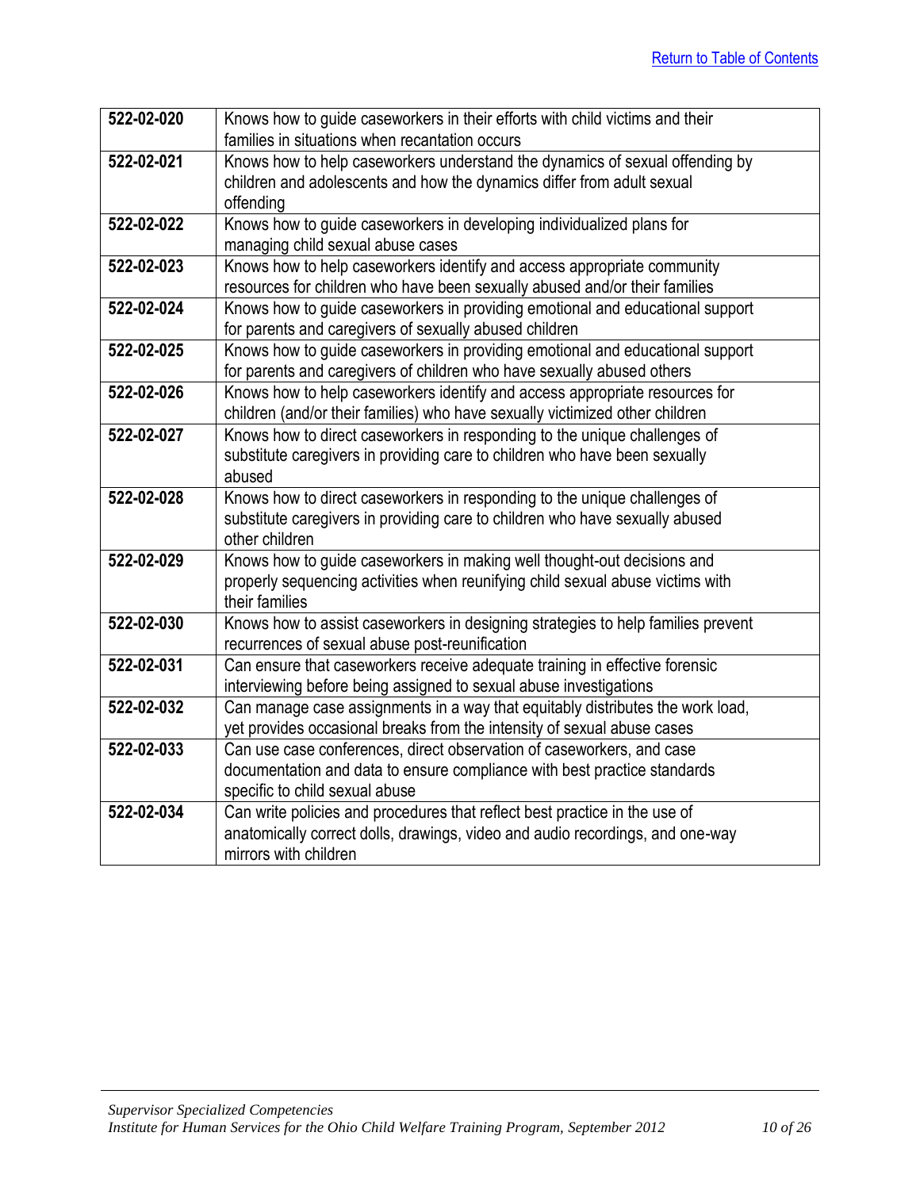[Return to Table of Contents](#)

| | |
|---|---|
| **522-02-020** | Knows how to guide caseworkers in their efforts with child victims and their families in situations when recantation occurs |
| **522-02-021** | Knows how to help caseworkers understand the dynamics of sexual offending by children and adolescents and how the dynamics differ from adult sexual offending |
| **522-02-022** | Knows how to guide caseworkers in developing individualized plans for managing child sexual abuse cases |
| **522-02-023** | Knows how to help caseworkers identify and access appropriate community resources for children who have been sexually abused and/or their families |
| **522-02-024** | Knows how to guide caseworkers in providing emotional and educational support for parents and caregivers of sexually abused children |
| **522-02-025** | Knows how to guide caseworkers in providing emotional and educational support for parents and caregivers of children who have sexually abused others |
| **522-02-026** | Knows how to help caseworkers identify and access appropriate resources for children (and/or their families) who have sexually victimized other children |
| **522-02-027** | Knows how to direct caseworkers in responding to the unique challenges of substitute caregivers in providing care to children who have been sexually abused |
| **522-02-028** | Knows how to direct caseworkers in responding to the unique challenges of substitute caregivers in providing care to children who have sexually abused other children |
| **522-02-029** | Knows how to guide caseworkers in making well thought-out decisions and properly sequencing activities when reunifying child sexual abuse victims with their families |
| **522-02-030** | Knows how to assist caseworkers in designing strategies to help families prevent recurrences of sexual abuse post-reunification |
| **522-02-031** | Can ensure that caseworkers receive adequate training in effective forensic interviewing before being assigned to sexual abuse investigations |
| **522-02-032** | Can manage case assignments in a way that equitably distributes the work load, yet provides occasional breaks from the intensity of sexual abuse cases |
| **522-02-033** | Can use case conferences, direct observation of caseworkers, and case documentation and data to ensure compliance with best practice standards specific to child sexual abuse |
| **522-02-034** | Can write policies and procedures that reflect best practice in the use of anatomically correct dolls, drawings, video and audio recordings, and one-way mirrors with children |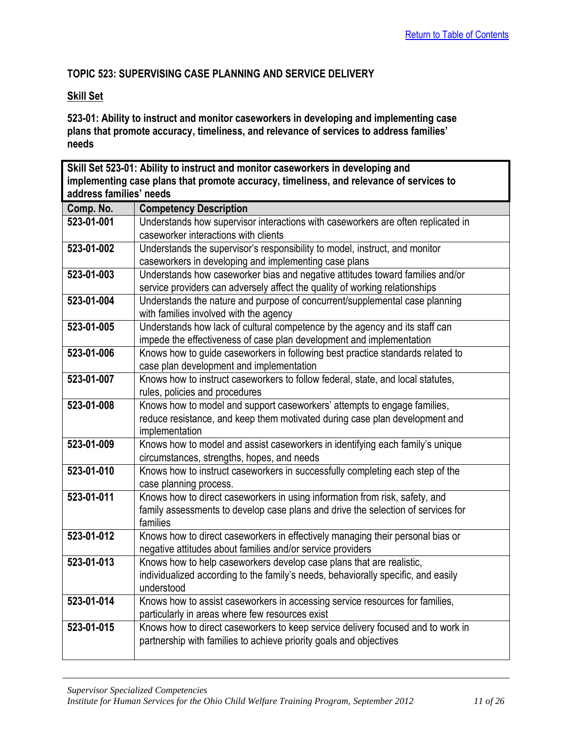### TOPIC 523: SUPERVISING CASE PLANNING AND SERVICE DELIVERY

**Skill Set**

**523-01: Ability to instruct and monitor caseworkers in developing and implementing case plans that promote accuracy, timeliness, and relevance of services to address families' needs**

| Skill Set 523-01: Ability to instruct and monitor caseworkers in developing and implementing case plans that promote accuracy, timeliness, and relevance of services to address families' needs | |
|---|---|
| **Comp. No.** | **Competency Description** |
| **523-01-001** | Understands how supervisor interactions with caseworkers are often replicated in caseworker interactions with clients |
| **523-01-002** | Understands the supervisor's responsibility to model, instruct, and monitor caseworkers in developing and implementing case plans |
| **523-01-003** | Understands how caseworker bias and negative attitudes toward families and/or service providers can adversely affect the quality of working relationships |
| **523-01-004** | Understands the nature and purpose of concurrent/supplemental case planning with families involved with the agency |
| **523-01-005** | Understands how lack of cultural competence by the agency and its staff can impede the effectiveness of case plan development and implementation |
| **523-01-006** | Knows how to guide caseworkers in following best practice standards related to case plan development and implementation |
| **523-01-007** | Knows how to instruct caseworkers to follow federal, state, and local statutes, rules, policies and procedures |
| **523-01-008** | Knows how to model and support caseworkers' attempts to engage families, reduce resistance, and keep them motivated during case plan development and implementation |
| **523-01-009** | Knows how to model and assist caseworkers in identifying each family's unique circumstances, strengths, hopes, and needs |
| **523-01-010** | Knows how to instruct caseworkers in successfully completing each step of the case planning process. |
| **523-01-011** | Knows how to direct caseworkers in using information from risk, safety, and family assessments to develop case plans and drive the selection of services for families |
| **523-01-012** | Knows how to direct caseworkers in effectively managing their personal bias or negative attitudes about families and/or service providers |
| **523-01-013** | Knows how to help caseworkers develop case plans that are realistic, individualized according to the family's needs, behaviorally specific, and easily understood |
| **523-01-014** | Knows how to assist caseworkers in accessing service resources for families, particularly in areas where few resources exist |
| **523-01-015** | Knows how to direct caseworkers to keep service delivery focused and to work in partnership with families to achieve priority goals and objectives |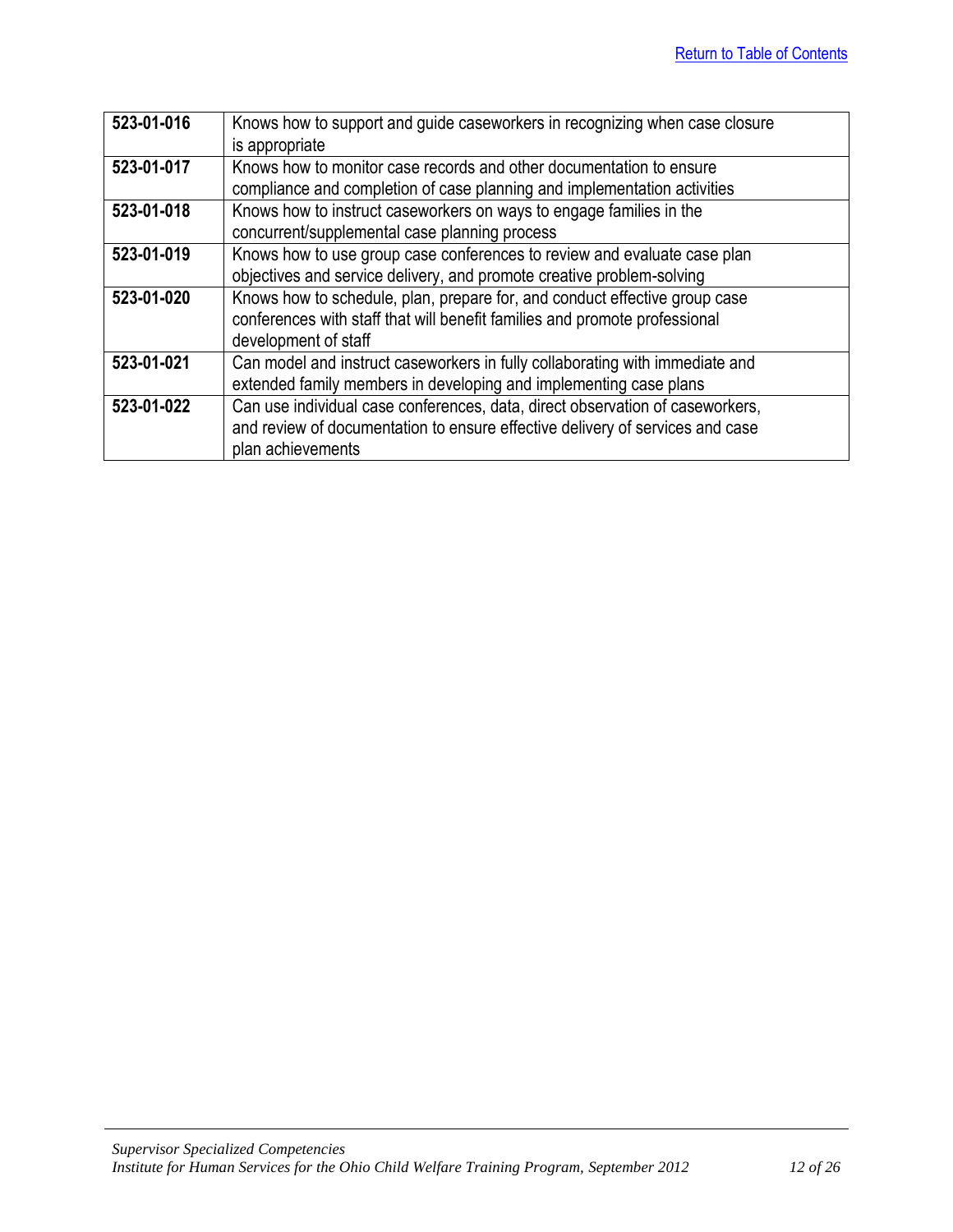| 523-01-016 | Knows how to support and guide caseworkers in recognizing when case closure is appropriate |
|---|---|
| **523-01-017** | Knows how to monitor case records and other documentation to ensure compliance and completion of case planning and implementation activities |
| **523-01-018** | Knows how to instruct caseworkers on ways to engage families in the concurrent/supplemental case planning process |
| **523-01-019** | Knows how to use group case conferences to review and evaluate case plan objectives and service delivery, and promote creative problem-solving |
| **523-01-020** | Knows how to schedule, plan, prepare for, and conduct effective group case conferences with staff that will benefit families and promote professional development of staff |
| **523-01-021** | Can model and instruct caseworkers in fully collaborating with immediate and extended family members in developing and implementing case plans |
| **523-01-022** | Can use individual case conferences, data, direct observation of caseworkers, and review of documentation to ensure effective delivery of services and case plan achievements |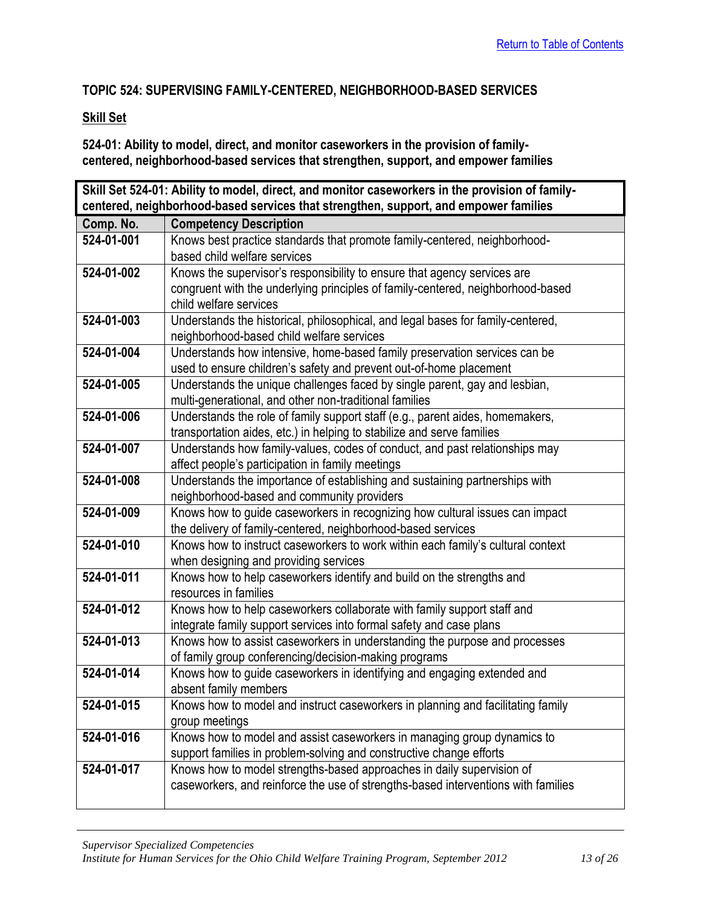## TOPIC 524: SUPERVISING FAMILY-CENTERED, NEIGHBORHOOD-BASED SERVICES

### Skill Set

**524-01: Ability to model, direct, and monitor caseworkers in the provision of family-centered, neighborhood-based services that strengthen, support, and empower families**

| Skill Set 524-01: Ability to model, direct, and monitor caseworkers in the provision of family-centered, neighborhood-based services that strengthen, support, and empower families | |
|---|---|
| **Comp. No.** | **Competency Description** |
| **524-01-001** | Knows best practice standards that promote family-centered, neighborhood-based child welfare services |
| **524-01-002** | Knows the supervisor's responsibility to ensure that agency services are congruent with the underlying principles of family-centered, neighborhood-based child welfare services |
| **524-01-003** | Understands the historical, philosophical, and legal bases for family-centered, neighborhood-based child welfare services |
| **524-01-004** | Understands how intensive, home-based family preservation services can be used to ensure children's safety and prevent out-of-home placement |
| **524-01-005** | Understands the unique challenges faced by single parent, gay and lesbian, multi-generational, and other non-traditional families |
| **524-01-006** | Understands the role of family support staff (e.g., parent aides, homemakers, transportation aides, etc.) in helping to stabilize and serve families |
| **524-01-007** | Understands how family-values, codes of conduct, and past relationships may affect people's participation in family meetings |
| **524-01-008** | Understands the importance of establishing and sustaining partnerships with neighborhood-based and community providers |
| **524-01-009** | Knows how to guide caseworkers in recognizing how cultural issues can impact the delivery of family-centered, neighborhood-based services |
| **524-01-010** | Knows how to instruct caseworkers to work within each family's cultural context when designing and providing services |
| **524-01-011** | Knows how to help caseworkers identify and build on the strengths and resources in families |
| **524-01-012** | Knows how to help caseworkers collaborate with family support staff and integrate family support services into formal safety and case plans |
| **524-01-013** | Knows how to assist caseworkers in understanding the purpose and processes of family group conferencing/decision-making programs |
| **524-01-014** | Knows how to guide caseworkers in identifying and engaging extended and absent family members |
| **524-01-015** | Knows how to model and instruct caseworkers in planning and facilitating family group meetings |
| **524-01-016** | Knows how to model and assist caseworkers in managing group dynamics to support families in problem-solving and constructive change efforts |
| **524-01-017** | Knows how to model strengths-based approaches in daily supervision of caseworkers, and reinforce the use of strengths-based interventions with families |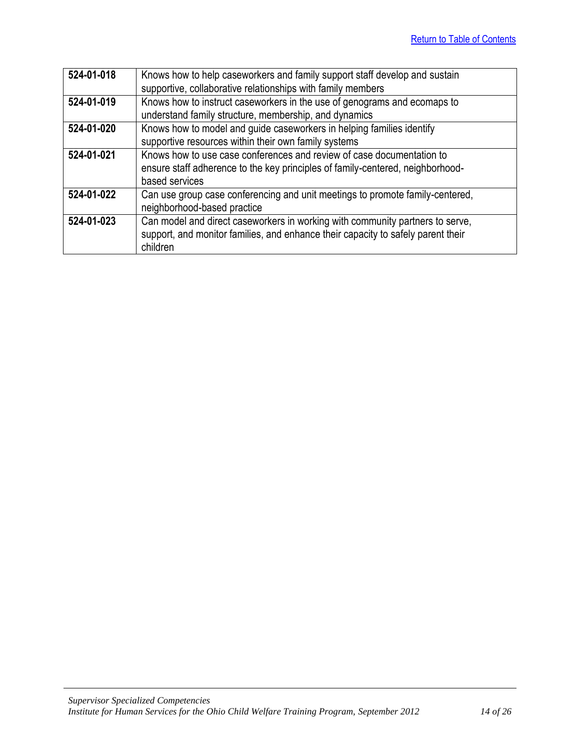[Return to Table of Contents](#)

| | |
|---|---|
| **524-01-018** | Knows how to help caseworkers and family support staff develop and sustain supportive, collaborative relationships with family members |
| **524-01-019** | Knows how to instruct caseworkers in the use of genograms and ecomaps to understand family structure, membership, and dynamics |
| **524-01-020** | Knows how to model and guide caseworkers in helping families identify supportive resources within their own family systems |
| **524-01-021** | Knows how to use case conferences and review of case documentation to ensure staff adherence to the key principles of family-centered, neighborhood-based services |
| **524-01-022** | Can use group case conferencing and unit meetings to promote family-centered, neighborhood-based practice |
| **524-01-023** | Can model and direct caseworkers in working with community partners to serve, support, and monitor families, and enhance their capacity to safely parent their children |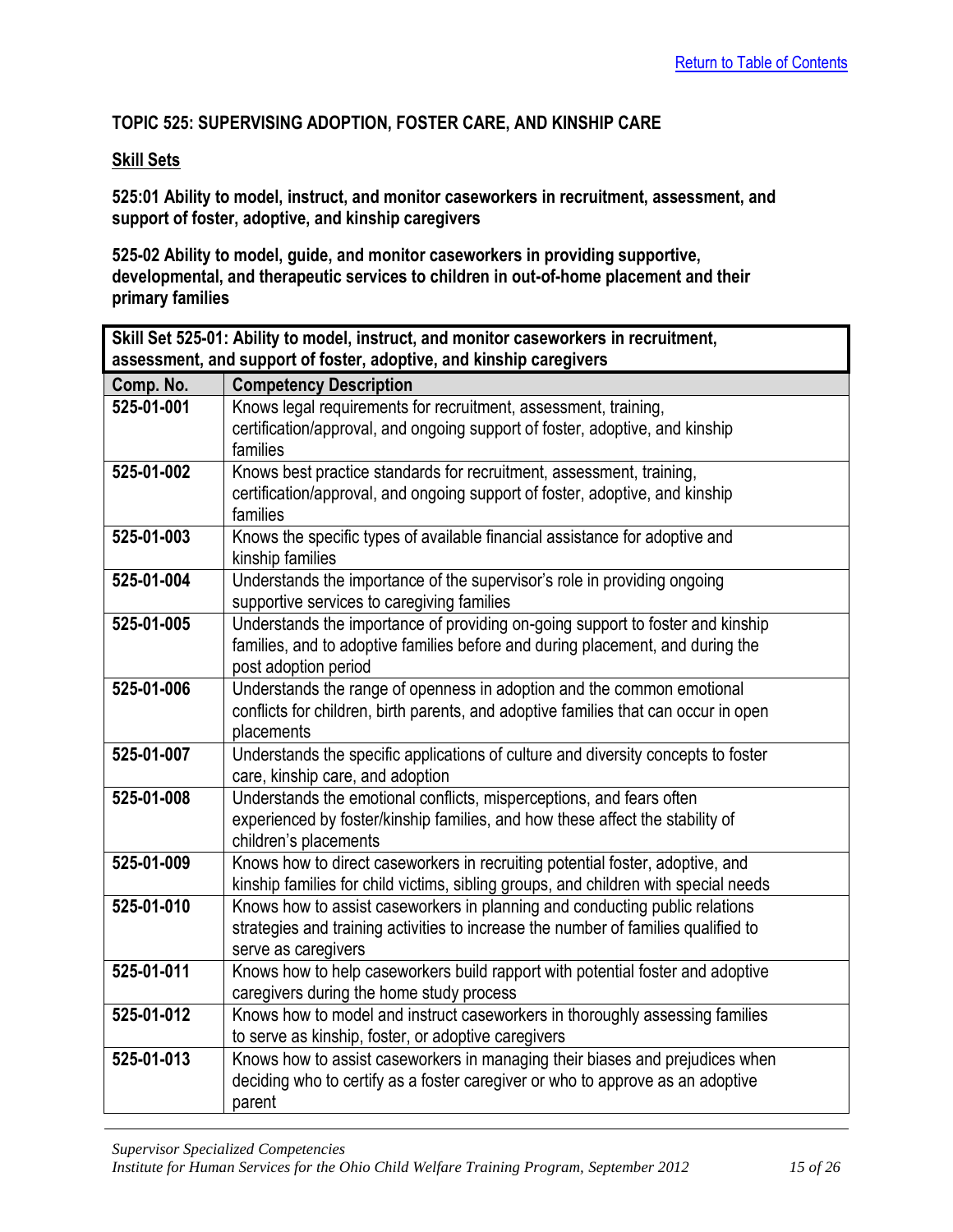# TOPIC 525: SUPERVISING ADOPTION, FOSTER CARE, AND KINSHIP CARE

## Skill Sets

**525:01 Ability to model, instruct, and monitor caseworkers in recruitment, assessment, and support of foster, adoptive, and kinship caregivers**

**525-02 Ability to model, guide, and monitor caseworkers in providing supportive, developmental, and therapeutic services to children in out-of-home placement and their primary families**

| Skill Set 525-01: Ability to model, instruct, and monitor caseworkers in recruitment, assessment, and support of foster, adoptive, and kinship caregivers | |
|---|---|
| **Comp. No.** | **Competency Description** |
| **525-01-001** | Knows legal requirements for recruitment, assessment, training, certification/approval, and ongoing support of foster, adoptive, and kinship families |
| **525-01-002** | Knows best practice standards for recruitment, assessment, training, certification/approval, and ongoing support of foster, adoptive, and kinship families |
| **525-01-003** | Knows the specific types of available financial assistance for adoptive and kinship families |
| **525-01-004** | Understands the importance of the supervisor's role in providing ongoing supportive services to caregiving families |
| **525-01-005** | Understands the importance of providing on-going support to foster and kinship families, and to adoptive families before and during placement, and during the post adoption period |
| **525-01-006** | Understands the range of openness in adoption and the common emotional conflicts for children, birth parents, and adoptive families that can occur in open placements |
| **525-01-007** | Understands the specific applications of culture and diversity concepts to foster care, kinship care, and adoption |
| **525-01-008** | Understands the emotional conflicts, misperceptions, and fears often experienced by foster/kinship families, and how these affect the stability of children's placements |
| **525-01-009** | Knows how to direct caseworkers in recruiting potential foster, adoptive, and kinship families for child victims, sibling groups, and children with special needs |
| **525-01-010** | Knows how to assist caseworkers in planning and conducting public relations strategies and training activities to increase the number of families qualified to serve as caregivers |
| **525-01-011** | Knows how to help caseworkers build rapport with potential foster and adoptive caregivers during the home study process |
| **525-01-012** | Knows how to model and instruct caseworkers in thoroughly assessing families to serve as kinship, foster, or adoptive caregivers |
| **525-01-013** | Knows how to assist caseworkers in managing their biases and prejudices when deciding who to certify as a foster caregiver or who to approve as an adoptive parent |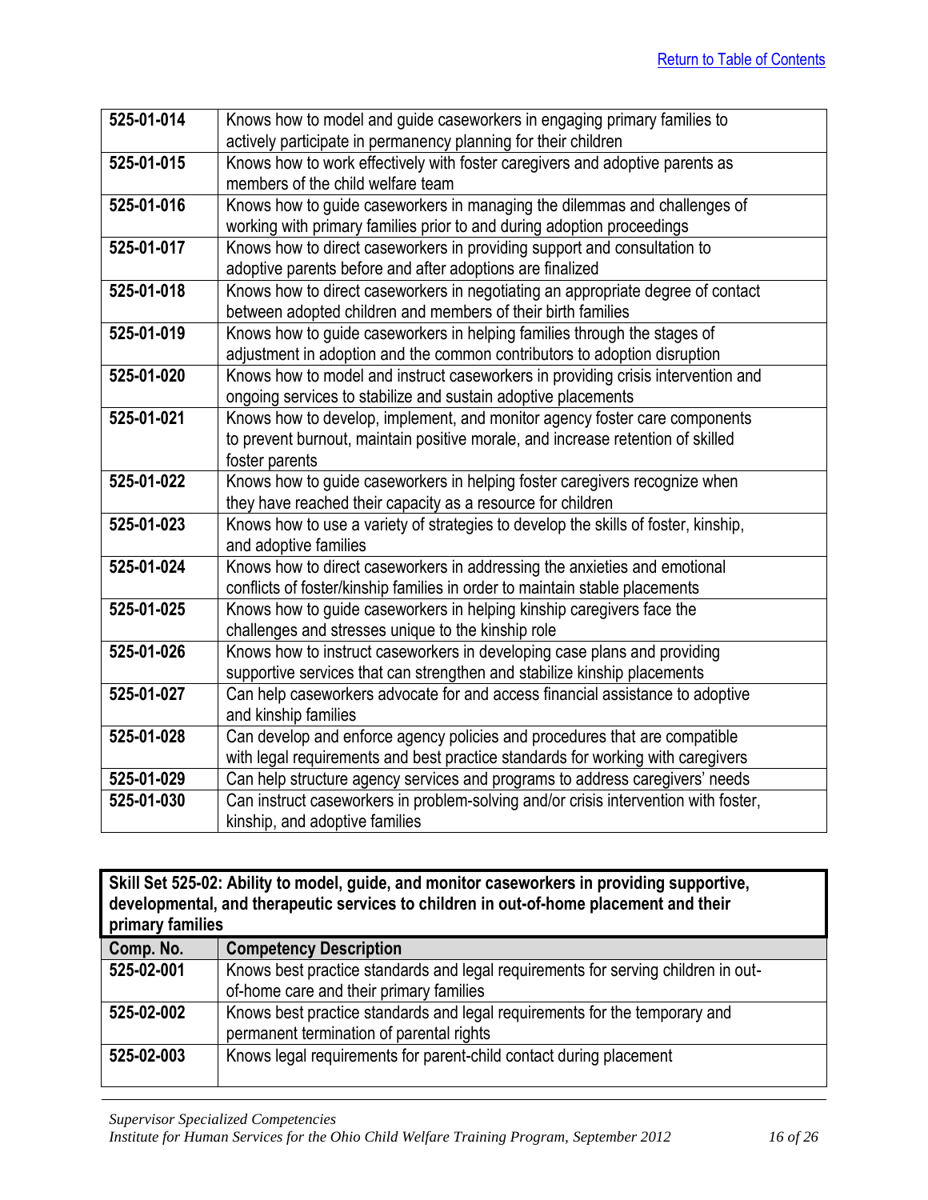| | |
|---|---|
| **525-01-014** | Knows how to model and guide caseworkers in engaging primary families to actively participate in permanency planning for their children |
| **525-01-015** | Knows how to work effectively with foster caregivers and adoptive parents as members of the child welfare team |
| **525-01-016** | Knows how to guide caseworkers in managing the dilemmas and challenges of working with primary families prior to and during adoption proceedings |
| **525-01-017** | Knows how to direct caseworkers in providing support and consultation to adoptive parents before and after adoptions are finalized |
| **525-01-018** | Knows how to direct caseworkers in negotiating an appropriate degree of contact between adopted children and members of their birth families |
| **525-01-019** | Knows how to guide caseworkers in helping families through the stages of adjustment in adoption and the common contributors to adoption disruption |
| **525-01-020** | Knows how to model and instruct caseworkers in providing crisis intervention and ongoing services to stabilize and sustain adoptive placements |
| **525-01-021** | Knows how to develop, implement, and monitor agency foster care components to prevent burnout, maintain positive morale, and increase retention of skilled foster parents |
| **525-01-022** | Knows how to guide caseworkers in helping foster caregivers recognize when they have reached their capacity as a resource for children |
| **525-01-023** | Knows how to use a variety of strategies to develop the skills of foster, kinship, and adoptive families |
| **525-01-024** | Knows how to direct caseworkers in addressing the anxieties and emotional conflicts of foster/kinship families in order to maintain stable placements |
| **525-01-025** | Knows how to guide caseworkers in helping kinship caregivers face the challenges and stresses unique to the kinship role |
| **525-01-026** | Knows how to instruct caseworkers in developing case plans and providing supportive services that can strengthen and stabilize kinship placements |
| **525-01-027** | Can help caseworkers advocate for and access financial assistance to adoptive and kinship families |
| **525-01-028** | Can develop and enforce agency policies and procedures that are compatible with legal requirements and best practice standards for working with caregivers |
| **525-01-029** | Can help structure agency services and programs to address caregivers' needs |
| **525-01-030** | Can instruct caseworkers in problem-solving and/or crisis intervention with foster, kinship, and adoptive families |

**Skill Set 525-02: Ability to model, guide, and monitor caseworkers in providing supportive, developmental, and therapeutic services to children in out-of-home placement and their primary families**

| Comp. No. | Competency Description |
|---|---|
| **525-02-001** | Knows best practice standards and legal requirements for serving children in out-of-home care and their primary families |
| **525-02-002** | Knows best practice standards and legal requirements for the temporary and permanent termination of parental rights |
| **525-02-003** | Knows legal requirements for parent-child contact during placement |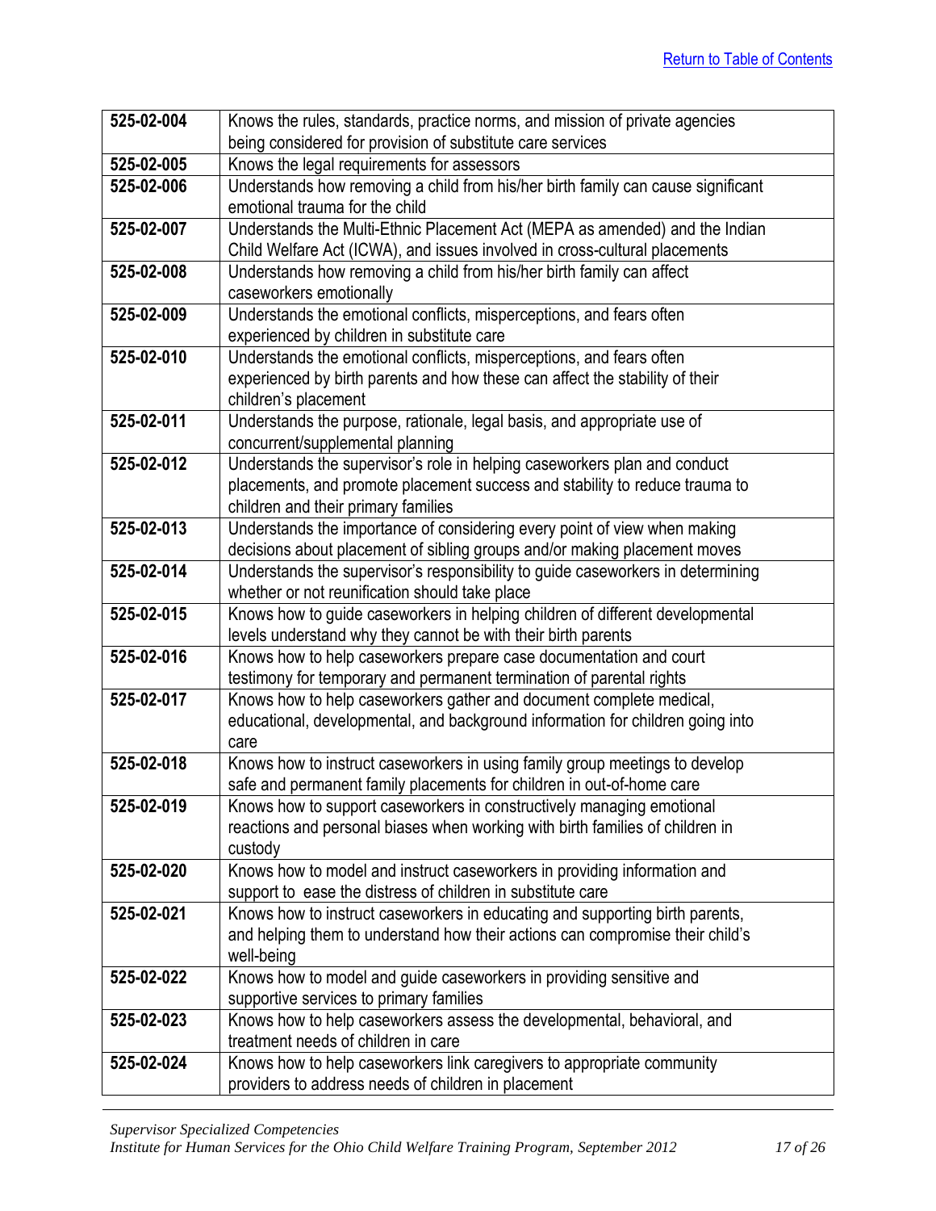[Return to Table of Contents]

| | |
|---|---|
| **525-02-004** | Knows the rules, standards, practice norms, and mission of private agencies being considered for provision of substitute care services |
| **525-02-005** | Knows the legal requirements for assessors |
| **525-02-006** | Understands how removing a child from his/her birth family can cause significant emotional trauma for the child |
| **525-02-007** | Understands the Multi-Ethnic Placement Act (MEPA as amended) and the Indian Child Welfare Act (ICWA), and issues involved in cross-cultural placements |
| **525-02-008** | Understands how removing a child from his/her birth family can affect caseworkers emotionally |
| **525-02-009** | Understands the emotional conflicts, misperceptions, and fears often experienced by children in substitute care |
| **525-02-010** | Understands the emotional conflicts, misperceptions, and fears often experienced by birth parents and how these can affect the stability of their children's placement |
| **525-02-011** | Understands the purpose, rationale, legal basis, and appropriate use of concurrent/supplemental planning |
| **525-02-012** | Understands the supervisor's role in helping caseworkers plan and conduct placements, and promote placement success and stability to reduce trauma to children and their primary families |
| **525-02-013** | Understands the importance of considering every point of view when making decisions about placement of sibling groups and/or making placement moves |
| **525-02-014** | Understands the supervisor's responsibility to guide caseworkers in determining whether or not reunification should take place |
| **525-02-015** | Knows how to guide caseworkers in helping children of different developmental levels understand why they cannot be with their birth parents |
| **525-02-016** | Knows how to help caseworkers prepare case documentation and court testimony for temporary and permanent termination of parental rights |
| **525-02-017** | Knows how to help caseworkers gather and document complete medical, educational, developmental, and background information for children going into care |
| **525-02-018** | Knows how to instruct caseworkers in using family group meetings to develop safe and permanent family placements for children in out-of-home care |
| **525-02-019** | Knows how to support caseworkers in constructively managing emotional reactions and personal biases when working with birth families of children in custody |
| **525-02-020** | Knows how to model and instruct caseworkers in providing information and support to ease the distress of children in substitute care |
| **525-02-021** | Knows how to instruct caseworkers in educating and supporting birth parents, and helping them to understand how their actions can compromise their child's well-being |
| **525-02-022** | Knows how to model and guide caseworkers in providing sensitive and supportive services to primary families |
| **525-02-023** | Knows how to help caseworkers assess the developmental, behavioral, and treatment needs of children in care |
| **525-02-024** | Knows how to help caseworkers link caregivers to appropriate community providers to address needs of children in placement |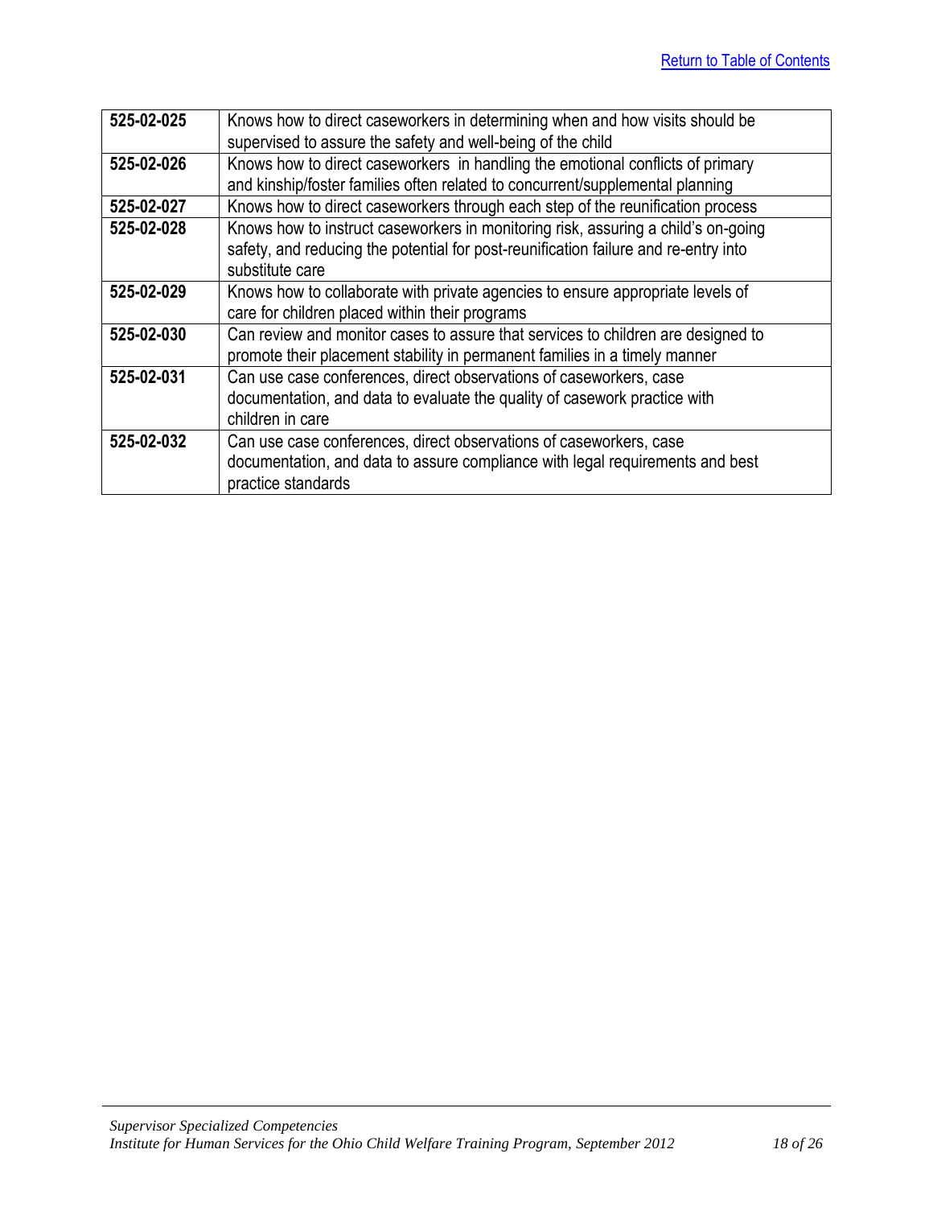[Return to Table of Contents]

| | |
|---|---|
| **525-02-025** | Knows how to direct caseworkers in determining when and how visits should be supervised to assure the safety and well-being of the child |
| **525-02-026** | Knows how to direct caseworkers in handling the emotional conflicts of primary and kinship/foster families often related to concurrent/supplemental planning |
| **525-02-027** | Knows how to direct caseworkers through each step of the reunification process |
| **525-02-028** | Knows how to instruct caseworkers in monitoring risk, assuring a child's on-going safety, and reducing the potential for post-reunification failure and re-entry into substitute care |
| **525-02-029** | Knows how to collaborate with private agencies to ensure appropriate levels of care for children placed within their programs |
| **525-02-030** | Can review and monitor cases to assure that services to children are designed to promote their placement stability in permanent families in a timely manner |
| **525-02-031** | Can use case conferences, direct observations of caseworkers, case documentation, and data to evaluate the quality of casework practice with children in care |
| **525-02-032** | Can use case conferences, direct observations of caseworkers, case documentation, and data to assure compliance with legal requirements and best practice standards |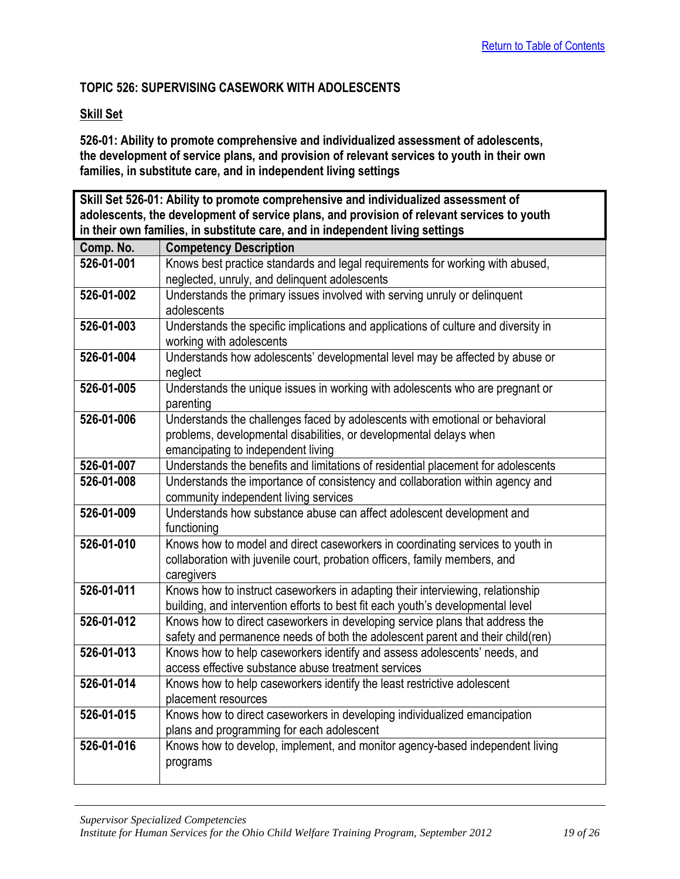### TOPIC 526: SUPERVISING CASEWORK WITH ADOLESCENTS

**Skill Set**

**526-01: Ability to promote comprehensive and individualized assessment of adolescents, the development of service plans, and provision of relevant services to youth in their own families, in substitute care, and in independent living settings**

| **Skill Set 526-01: Ability to promote comprehensive and individualized assessment of adolescents, the development of service plans, and provision of relevant services to youth in their own families, in substitute care, and in independent living settings** | |
|---|---|
| **Comp. No.** | **Competency Description** |
| **526-01-001** | Knows best practice standards and legal requirements for working with abused, neglected, unruly, and delinquent adolescents |
| **526-01-002** | Understands the primary issues involved with serving unruly or delinquent adolescents |
| **526-01-003** | Understands the specific implications and applications of culture and diversity in working with adolescents |
| **526-01-004** | Understands how adolescents' developmental level may be affected by abuse or neglect |
| **526-01-005** | Understands the unique issues in working with adolescents who are pregnant or parenting |
| **526-01-006** | Understands the challenges faced by adolescents with emotional or behavioral problems, developmental disabilities, or developmental delays when emancipating to independent living |
| **526-01-007** | Understands the benefits and limitations of residential placement for adolescents |
| **526-01-008** | Understands the importance of consistency and collaboration within agency and community independent living services |
| **526-01-009** | Understands how substance abuse can affect adolescent development and functioning |
| **526-01-010** | Knows how to model and direct caseworkers in coordinating services to youth in collaboration with juvenile court, probation officers, family members, and caregivers |
| **526-01-011** | Knows how to instruct caseworkers in adapting their interviewing, relationship building, and intervention efforts to best fit each youth's developmental level |
| **526-01-012** | Knows how to direct caseworkers in developing service plans that address the safety and permanence needs of both the adolescent parent and their child(ren) |
| **526-01-013** | Knows how to help caseworkers identify and assess adolescents' needs, and access effective substance abuse treatment services |
| **526-01-014** | Knows how to help caseworkers identify the least restrictive adolescent placement resources |
| **526-01-015** | Knows how to direct caseworkers in developing individualized emancipation plans and programming for each adolescent |
| **526-01-016** | Knows how to develop, implement, and monitor agency-based independent living programs |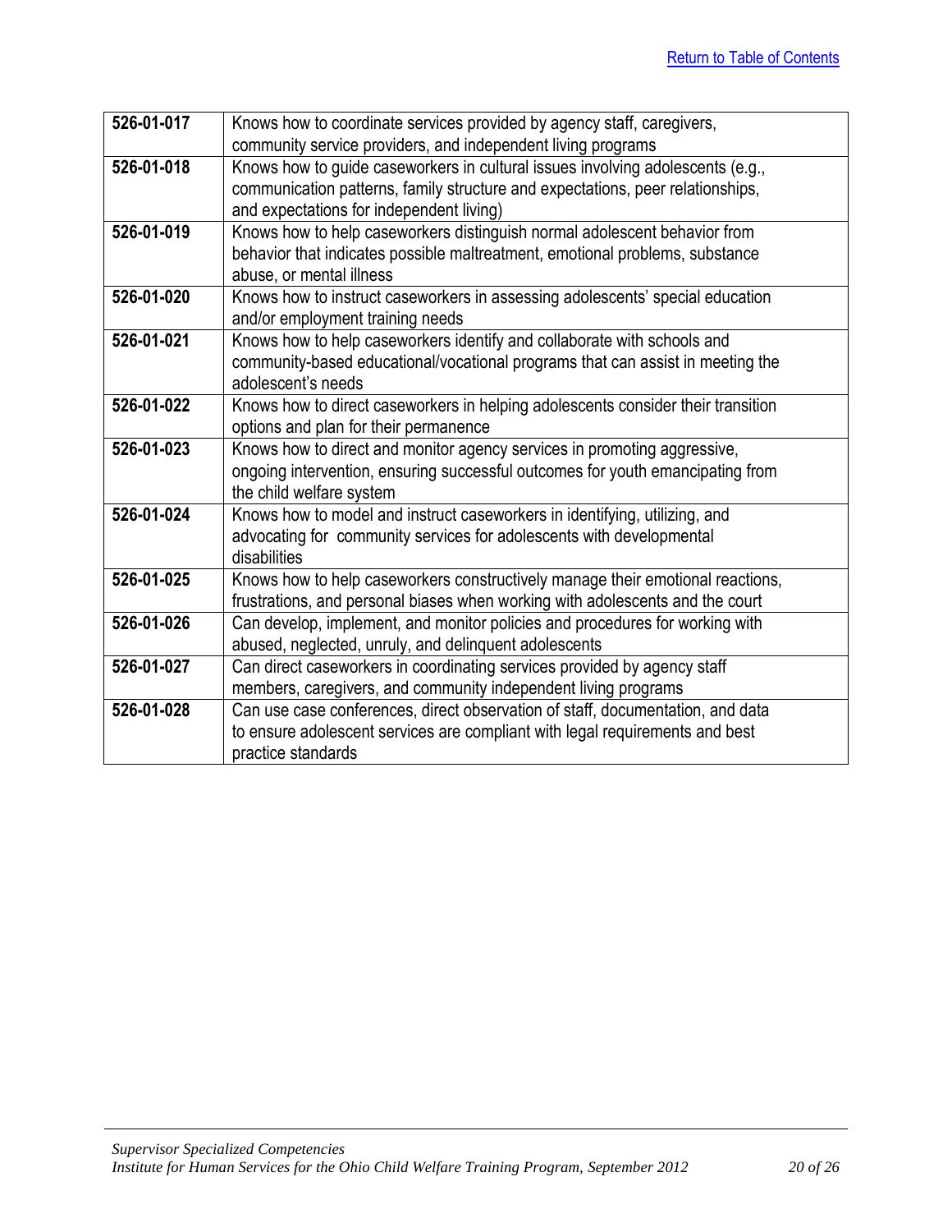[Return to Table of Contents](#)

| | |
|---|---|
| **526-01-017** | Knows how to coordinate services provided by agency staff, caregivers, community service providers, and independent living programs |
| **526-01-018** | Knows how to guide caseworkers in cultural issues involving adolescents (e.g., communication patterns, family structure and expectations, peer relationships, and expectations for independent living) |
| **526-01-019** | Knows how to help caseworkers distinguish normal adolescent behavior from behavior that indicates possible maltreatment, emotional problems, substance abuse, or mental illness |
| **526-01-020** | Knows how to instruct caseworkers in assessing adolescents' special education and/or employment training needs |
| **526-01-021** | Knows how to help caseworkers identify and collaborate with schools and community-based educational/vocational programs that can assist in meeting the adolescent's needs |
| **526-01-022** | Knows how to direct caseworkers in helping adolescents consider their transition options and plan for their permanence |
| **526-01-023** | Knows how to direct and monitor agency services in promoting aggressive, ongoing intervention, ensuring successful outcomes for youth emancipating from the child welfare system |
| **526-01-024** | Knows how to model and instruct caseworkers in identifying, utilizing, and advocating for community services for adolescents with developmental disabilities |
| **526-01-025** | Knows how to help caseworkers constructively manage their emotional reactions, frustrations, and personal biases when working with adolescents and the court |
| **526-01-026** | Can develop, implement, and monitor policies and procedures for working with abused, neglected, unruly, and delinquent adolescents |
| **526-01-027** | Can direct caseworkers in coordinating services provided by agency staff members, caregivers, and community independent living programs |
| **526-01-028** | Can use case conferences, direct observation of staff, documentation, and data to ensure adolescent services are compliant with legal requirements and best practice standards |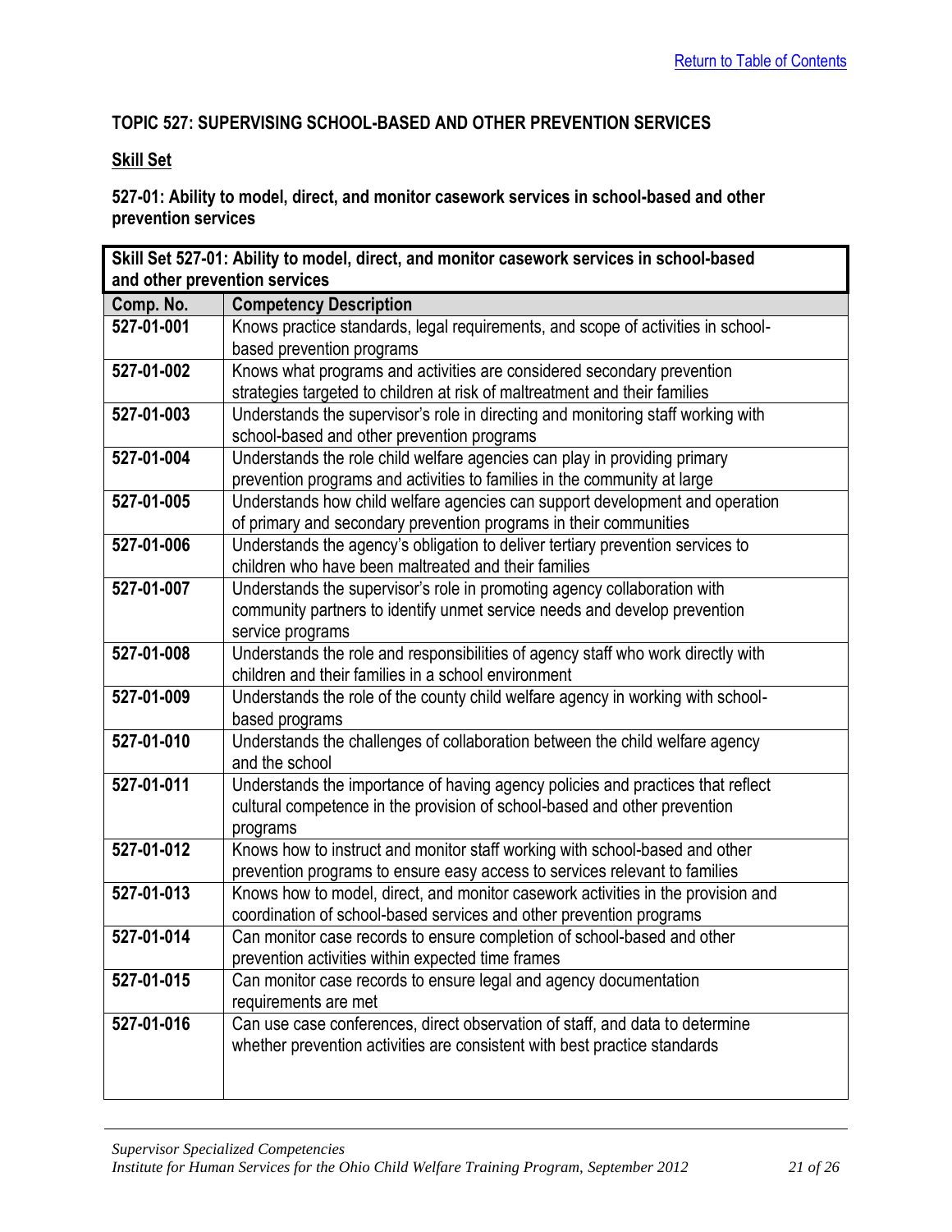## TOPIC 527: SUPERVISING SCHOOL-BASED AND OTHER PREVENTION SERVICES

### Skill Set

**527-01: Ability to model, direct, and monitor casework services in school-based and other prevention services**

| **Skill Set 527-01: Ability to model, direct, and monitor casework services in school-based and other prevention services** | |
|---|---|
| **Comp. No.** | **Competency Description** |
| **527-01-001** | Knows practice standards, legal requirements, and scope of activities in school-based prevention programs |
| **527-01-002** | Knows what programs and activities are considered secondary prevention strategies targeted to children at risk of maltreatment and their families |
| **527-01-003** | Understands the supervisor's role in directing and monitoring staff working with school-based and other prevention programs |
| **527-01-004** | Understands the role child welfare agencies can play in providing primary prevention programs and activities to families in the community at large |
| **527-01-005** | Understands how child welfare agencies can support development and operation of primary and secondary prevention programs in their communities |
| **527-01-006** | Understands the agency's obligation to deliver tertiary prevention services to children who have been maltreated and their families |
| **527-01-007** | Understands the supervisor's role in promoting agency collaboration with community partners to identify unmet service needs and develop prevention service programs |
| **527-01-008** | Understands the role and responsibilities of agency staff who work directly with children and their families in a school environment |
| **527-01-009** | Understands the role of the county child welfare agency in working with school-based programs |
| **527-01-010** | Understands the challenges of collaboration between the child welfare agency and the school |
| **527-01-011** | Understands the importance of having agency policies and practices that reflect cultural competence in the provision of school-based and other prevention programs |
| **527-01-012** | Knows how to instruct and monitor staff working with school-based and other prevention programs to ensure easy access to services relevant to families |
| **527-01-013** | Knows how to model, direct, and monitor casework activities in the provision and coordination of school-based services and other prevention programs |
| **527-01-014** | Can monitor case records to ensure completion of school-based and other prevention activities within expected time frames |
| **527-01-015** | Can monitor case records to ensure legal and agency documentation requirements are met |
| **527-01-016** | Can use case conferences, direct observation of staff, and data to determine whether prevention activities are consistent with best practice standards |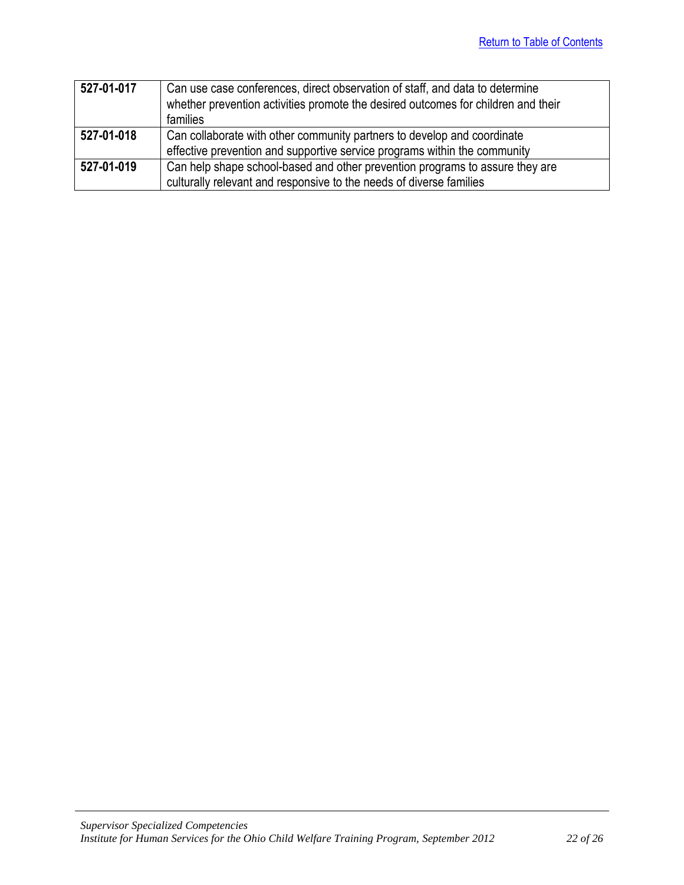[Return to Table of Contents]

| | |
|---|---|
| **527-01-017** | Can use case conferences, direct observation of staff, and data to determine whether prevention activities promote the desired outcomes for children and their families |
| **527-01-018** | Can collaborate with other community partners to develop and coordinate effective prevention and supportive service programs within the community |
| **527-01-019** | Can help shape school-based and other prevention programs to assure they are culturally relevant and responsive to the needs of diverse families |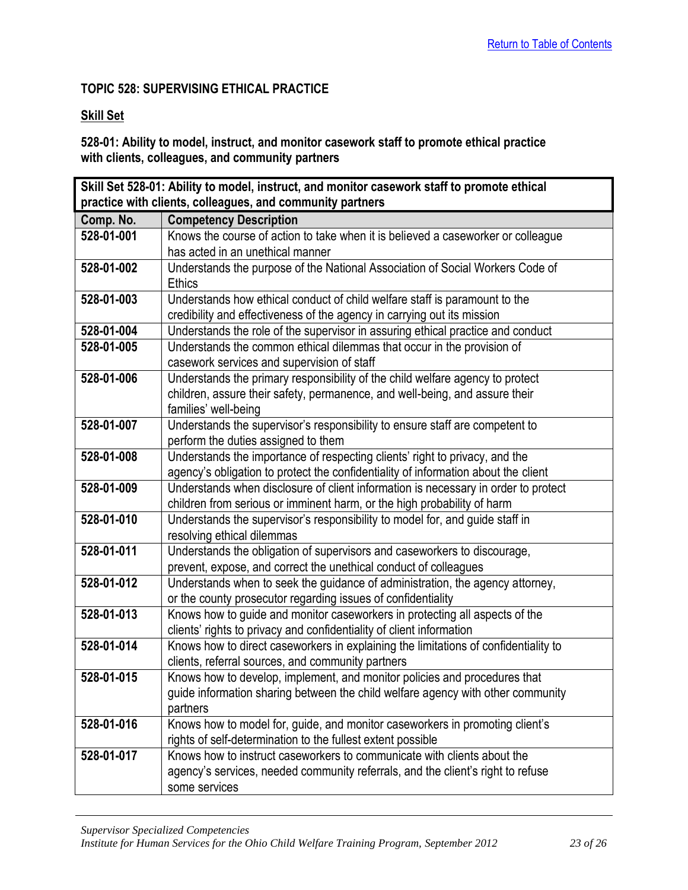## TOPIC 528: SUPERVISING ETHICAL PRACTICE

### Skill Set

**528-01: Ability to model, instruct, and monitor casework staff to promote ethical practice with clients, colleagues, and community partners**

| Skill Set 528-01: Ability to model, instruct, and monitor casework staff to promote ethical practice with clients, colleagues, and community partners | |
|---|---|
| **Comp. No.** | **Competency Description** |
| **528-01-001** | Knows the course of action to take when it is believed a caseworker or colleague has acted in an unethical manner |
| **528-01-002** | Understands the purpose of the National Association of Social Workers Code of Ethics |
| **528-01-003** | Understands how ethical conduct of child welfare staff is paramount to the credibility and effectiveness of the agency in carrying out its mission |
| **528-01-004** | Understands the role of the supervisor in assuring ethical practice and conduct |
| **528-01-005** | Understands the common ethical dilemmas that occur in the provision of casework services and supervision of staff |
| **528-01-006** | Understands the primary responsibility of the child welfare agency to protect children, assure their safety, permanence, and well-being, and assure their families' well-being |
| **528-01-007** | Understands the supervisor's responsibility to ensure staff are competent to perform the duties assigned to them |
| **528-01-008** | Understands the importance of respecting clients' right to privacy, and the agency's obligation to protect the confidentiality of information about the client |
| **528-01-009** | Understands when disclosure of client information is necessary in order to protect children from serious or imminent harm, or the high probability of harm |
| **528-01-010** | Understands the supervisor's responsibility to model for, and guide staff in resolving ethical dilemmas |
| **528-01-011** | Understands the obligation of supervisors and caseworkers to discourage, prevent, expose, and correct the unethical conduct of colleagues |
| **528-01-012** | Understands when to seek the guidance of administration, the agency attorney, or the county prosecutor regarding issues of confidentiality |
| **528-01-013** | Knows how to guide and monitor caseworkers in protecting all aspects of the clients' rights to privacy and confidentiality of client information |
| **528-01-014** | Knows how to direct caseworkers in explaining the limitations of confidentiality to clients, referral sources, and community partners |
| **528-01-015** | Knows how to develop, implement, and monitor policies and procedures that guide information sharing between the child welfare agency with other community partners |
| **528-01-016** | Knows how to model for, guide, and monitor caseworkers in promoting client's rights of self-determination to the fullest extent possible |
| **528-01-017** | Knows how to instruct caseworkers to communicate with clients about the agency's services, needed community referrals, and the client's right to refuse some services |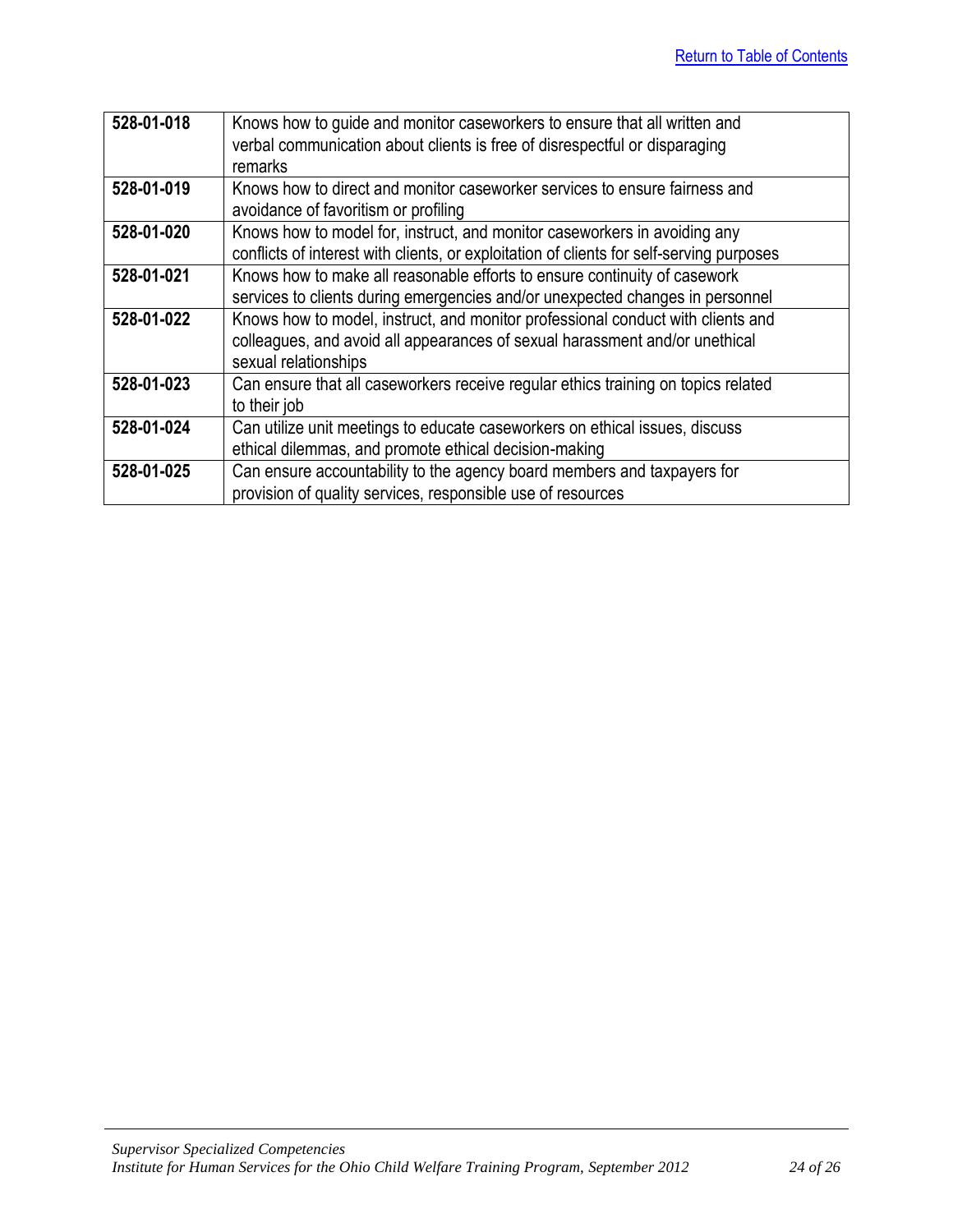| | |
|---|---|
| **528-01-018** | Knows how to guide and monitor caseworkers to ensure that all written and verbal communication about clients is free of disrespectful or disparaging remarks |
| **528-01-019** | Knows how to direct and monitor caseworker services to ensure fairness and avoidance of favoritism or profiling |
| **528-01-020** | Knows how to model for, instruct, and monitor caseworkers in avoiding any conflicts of interest with clients, or exploitation of clients for self-serving purposes |
| **528-01-021** | Knows how to make all reasonable efforts to ensure continuity of casework services to clients during emergencies and/or unexpected changes in personnel |
| **528-01-022** | Knows how to model, instruct, and monitor professional conduct with clients and colleagues, and avoid all appearances of sexual harassment and/or unethical sexual relationships |
| **528-01-023** | Can ensure that all caseworkers receive regular ethics training on topics related to their job |
| **528-01-024** | Can utilize unit meetings to educate caseworkers on ethical issues, discuss ethical dilemmas, and promote ethical decision-making |
| **528-01-025** | Can ensure accountability to the agency board members and taxpayers for provision of quality services, responsible use of resources |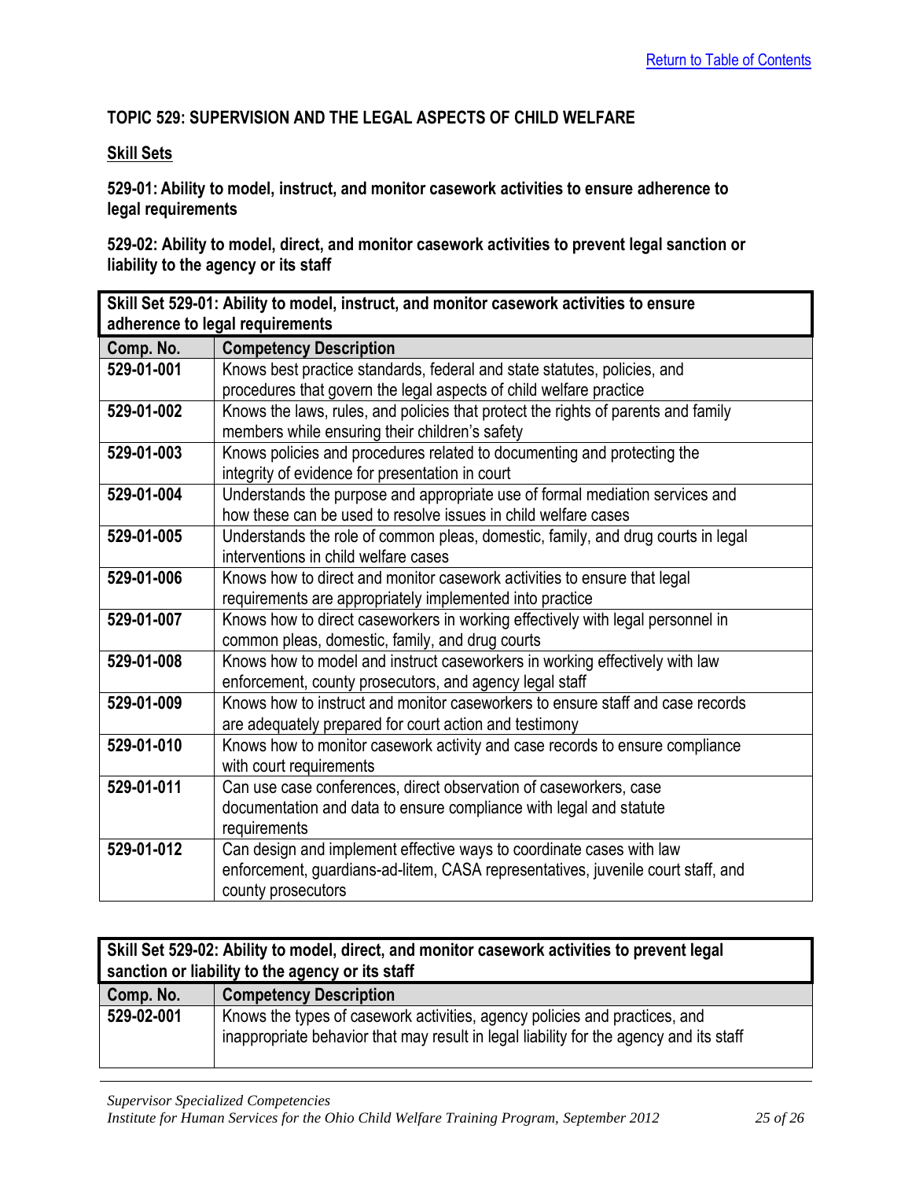## TOPIC 529: SUPERVISION AND THE LEGAL ASPECTS OF CHILD WELFARE

### Skill Sets

**529-01: Ability to model, instruct, and monitor casework activities to ensure adherence to legal requirements**

**529-02: Ability to model, direct, and monitor casework activities to prevent legal sanction or liability to the agency or its staff**

| Skill Set 529-01: Ability to model, instruct, and monitor casework activities to ensure adherence to legal requirements | |
|---|---|
| **Comp. No.** | **Competency Description** |
| **529-01-001** | Knows best practice standards, federal and state statutes, policies, and procedures that govern the legal aspects of child welfare practice |
| **529-01-002** | Knows the laws, rules, and policies that protect the rights of parents and family members while ensuring their children's safety |
| **529-01-003** | Knows policies and procedures related to documenting and protecting the integrity of evidence for presentation in court |
| **529-01-004** | Understands the purpose and appropriate use of formal mediation services and how these can be used to resolve issues in child welfare cases |
| **529-01-005** | Understands the role of common pleas, domestic, family, and drug courts in legal interventions in child welfare cases |
| **529-01-006** | Knows how to direct and monitor casework activities to ensure that legal requirements are appropriately implemented into practice |
| **529-01-007** | Knows how to direct caseworkers in working effectively with legal personnel in common pleas, domestic, family, and drug courts |
| **529-01-008** | Knows how to model and instruct caseworkers in working effectively with law enforcement, county prosecutors, and agency legal staff |
| **529-01-009** | Knows how to instruct and monitor caseworkers to ensure staff and case records are adequately prepared for court action and testimony |
| **529-01-010** | Knows how to monitor casework activity and case records to ensure compliance with court requirements |
| **529-01-011** | Can use case conferences, direct observation of caseworkers, case documentation and data to ensure compliance with legal and statute requirements |
| **529-01-012** | Can design and implement effective ways to coordinate cases with law enforcement, guardians-ad-litem, CASA representatives, juvenile court staff, and county prosecutors |

| Skill Set 529-02: Ability to model, direct, and monitor casework activities to prevent legal sanction or liability to the agency or its staff | |
|---|---|
| **Comp. No.** | **Competency Description** |
| **529-02-001** | Knows the types of casework activities, agency policies and practices, and inappropriate behavior that may result in legal liability for the agency and its staff |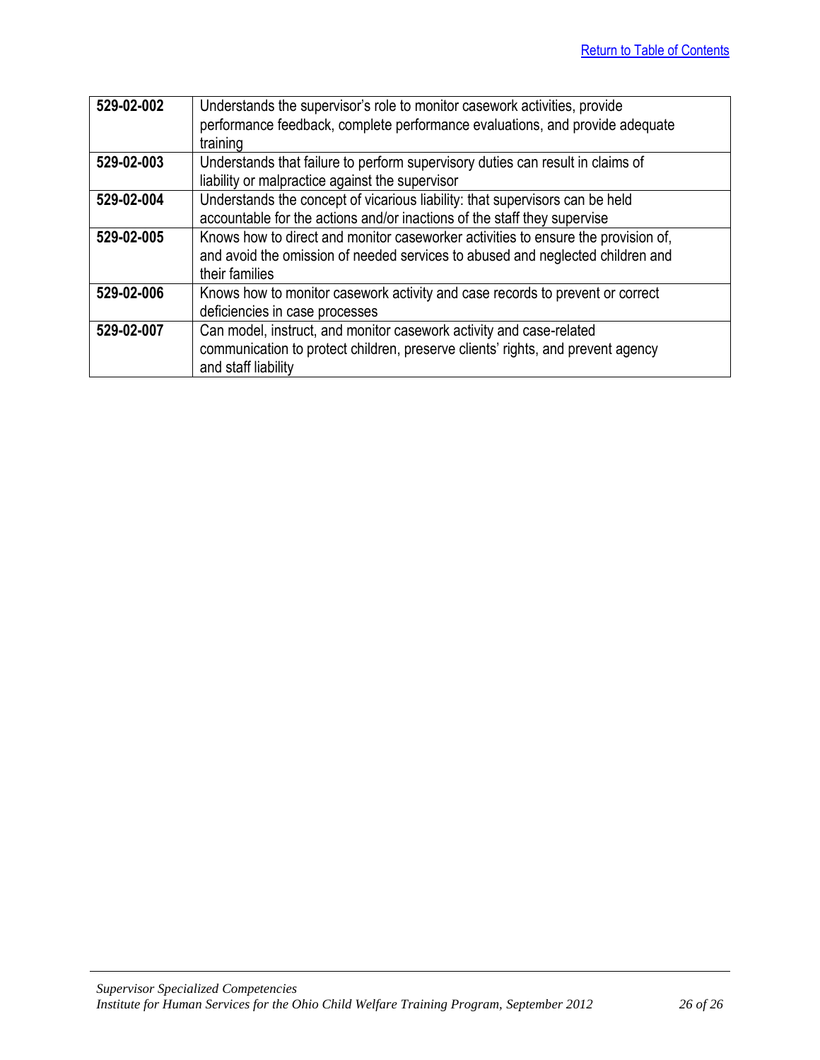[Return to Table of Contents]

| | |
|---|---|
| **529-02-002** | Understands the supervisor's role to monitor casework activities, provide performance feedback, complete performance evaluations, and provide adequate training |
| **529-02-003** | Understands that failure to perform supervisory duties can result in claims of liability or malpractice against the supervisor |
| **529-02-004** | Understands the concept of vicarious liability: that supervisors can be held accountable for the actions and/or inactions of the staff they supervise |
| **529-02-005** | Knows how to direct and monitor caseworker activities to ensure the provision of, and avoid the omission of needed services to abused and neglected children and their families |
| **529-02-006** | Knows how to monitor casework activity and case records to prevent or correct deficiencies in case processes |
| **529-02-007** | Can model, instruct, and monitor casework activity and case-related communication to protect children, preserve clients' rights, and prevent agency and staff liability |